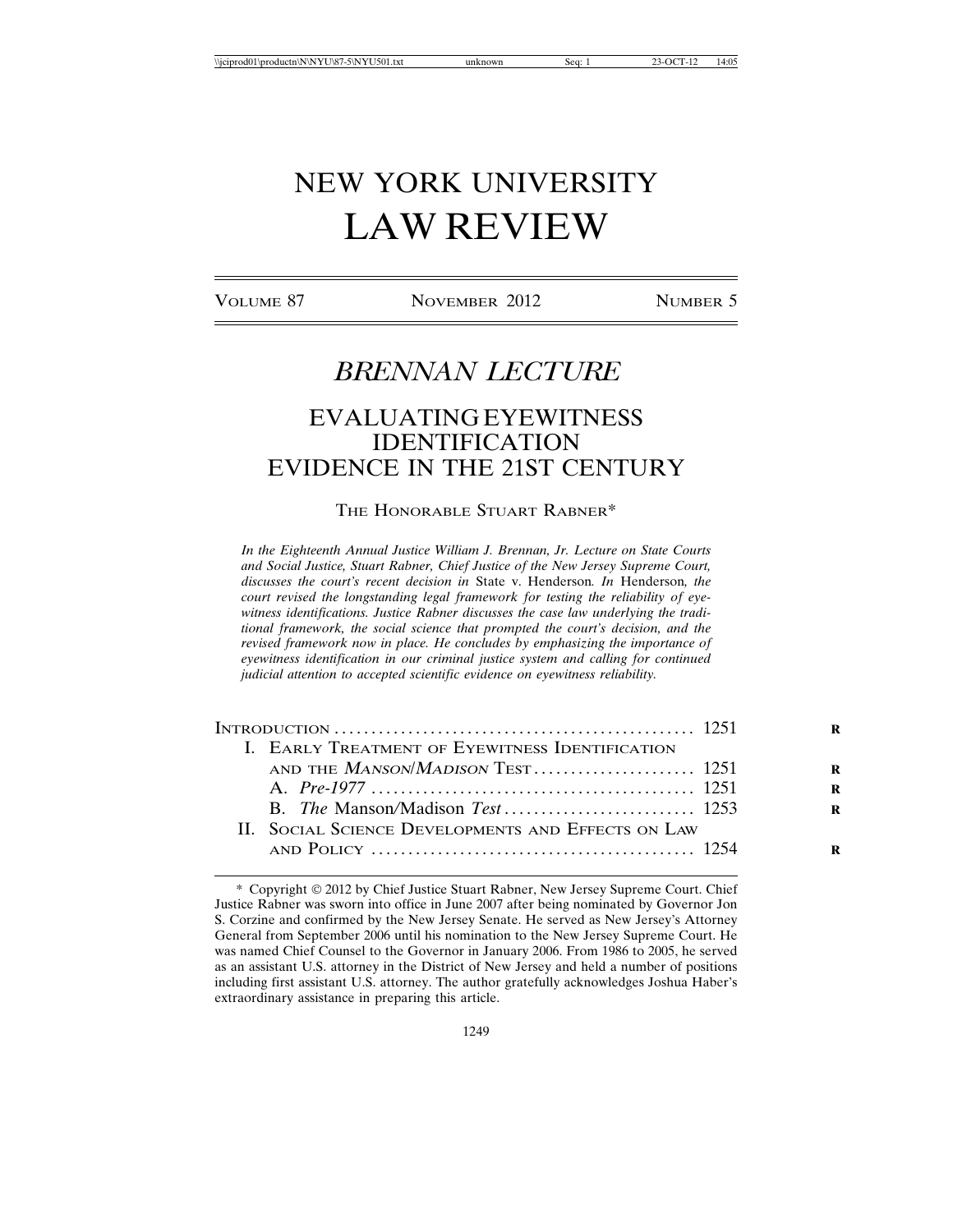# NEW YORK UNIVERSITY LAW REVIEW

VOLUME 87 NOVEMBER 2012 NUMBER 5

## *BRENNAN LECTURE*

## EVALUATING EYEWITNESS IDENTIFICATION EVIDENCE IN THE 21ST CENTURY

THE HONORABLE STUART RABNER*

*In the Eighteenth Annual Justice William J. Brennan, Jr. Lecture on State Courts and Social Justice, Stuart Rabner, Chief Justice of the New Jersey Supreme Court, discusses the court's recent decision in* State v. Henderson*. In* Henderson*, the court revised the longstanding legal framework for testing the reliability of eyewitness identifications. Justice Rabner discusses the case law underlying the traditional framework, the social science that prompted the court's decision, and the revised framework now in place. He concludes by emphasizing the importance of eyewitness identification in our criminal justice system and calling for continued judicial attention to accepted scientific evidence on eyewitness reliability.*

INTRODUCTION ............................................... 1251
- I. EARLY TREATMENT OF EYEWITNESS IDENTIFICATION AND THE *MANSON*/*MADISON* TEST ..................... 1251
  - A. *Pre-1977* ........................................... 1251
  - B. *The* Manson/Madison *Test* ......................... 1253
- II. SOCIAL SCIENCE DEVELOPMENTS AND EFFECTS ON LAW AND POLICY ........................................... 1254

---

\* Copyright © 2012 by Chief Justice Stuart Rabner, New Jersey Supreme Court. Chief Justice Rabner was sworn into office in June 2007 after being nominated by Governor Jon S. Corzine and confirmed by the New Jersey Senate. He served as New Jersey's Attorney General from September 2006 until his nomination to the New Jersey Supreme Court. He was named Chief Counsel to the Governor in January 2006. From 1986 to 2005, he served as an assistant U.S. attorney in the District of New Jersey and held a number of positions including first assistant U.S. attorney. The author gratefully acknowledges Joshua Haber's extraordinary assistance in preparing this article.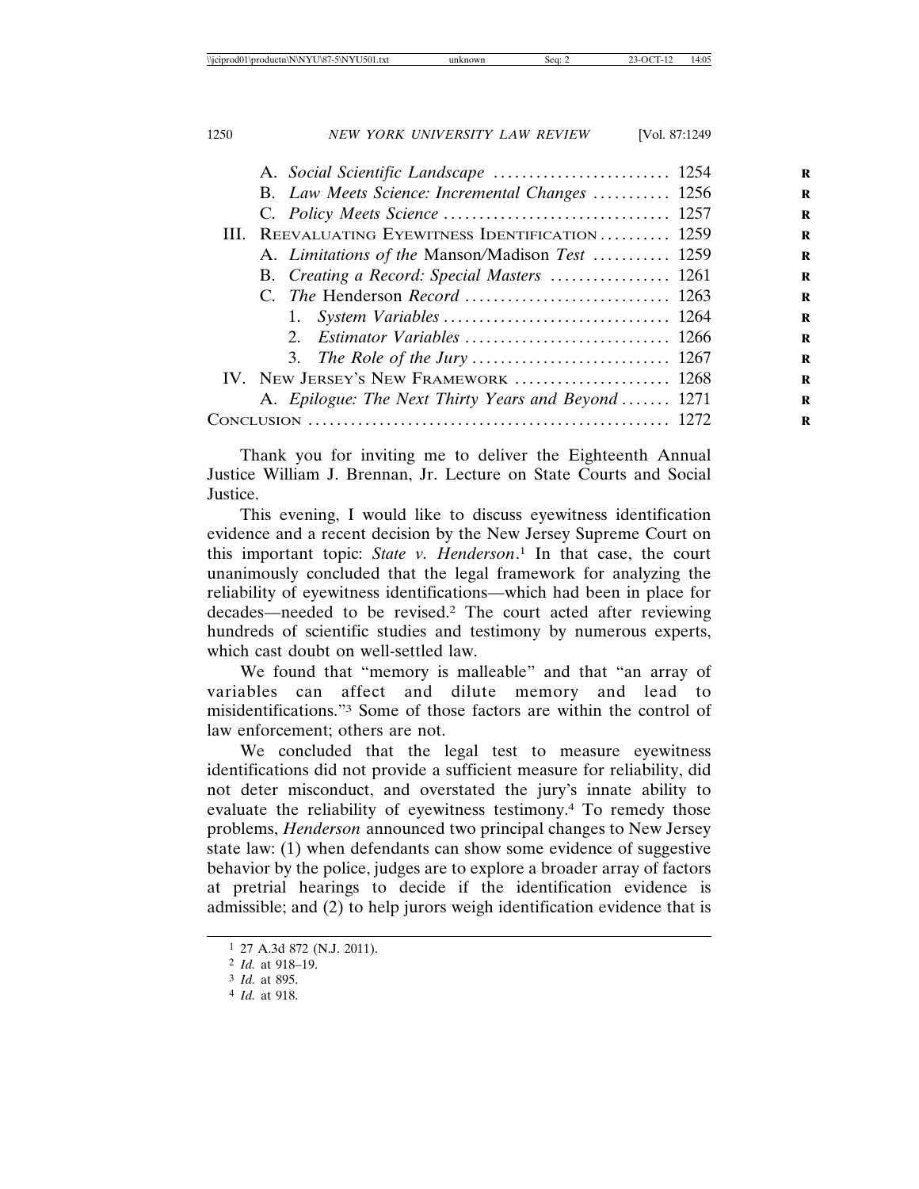A. *Social Scientific Landscape* ........................ 1254
B. *Law Meets Science: Incremental Changes* .......... 1256
C. *Policy Meets Science* ............................... 1257

III. Reevaluating Eyewitness Identification ......... 1259
A. *Limitations of the* Manson/Madison *Test* .......... 1259
B. *Creating a Record: Special Masters* ................ 1261
C. *The* Henderson *Record* ............................ 1263
1. *System Variables* ............................... 1264
2. *Estimator Variables* ............................ 1266
3. *The Role of the Jury* ........................... 1267

IV. New Jersey's New Framework ..................... 1268
A. *Epilogue: The Next Thirty Years and Beyond* ....... 1271

Conclusion ................................................. 1272

Thank you for inviting me to deliver the Eighteenth Annual Justice William J. Brennan, Jr. Lecture on State Courts and Social Justice.

This evening, I would like to discuss eyewitness identification evidence and a recent decision by the New Jersey Supreme Court on this important topic: *State v. Henderson*.[1] In that case, the court unanimously concluded that the legal framework for analyzing the reliability of eyewitness identifications—which had been in place for decades—needed to be revised.[2] The court acted after reviewing hundreds of scientific studies and testimony by numerous experts, which cast doubt on well-settled law.

We found that "memory is malleable" and that "an array of variables can affect and dilute memory and lead to misidentifications."[3] Some of those factors are within the control of law enforcement; others are not.

We concluded that the legal test to measure eyewitness identifications did not provide a sufficient measure for reliability, did not deter misconduct, and overstated the jury's innate ability to evaluate the reliability of eyewitness testimony.[4] To remedy those problems, *Henderson* announced two principal changes to New Jersey state law: (1) when defendants can show some evidence of suggestive behavior by the police, judges are to explore a broader array of factors at pretrial hearings to decide if the identification evidence is admissible; and (2) to help jurors weigh identification evidence that is

[1] 27 A.3d 872 (N.J. 2011).

[2] *Id.* at 918–19.

[3] *Id.* at 895.

[4] *Id.* at 918.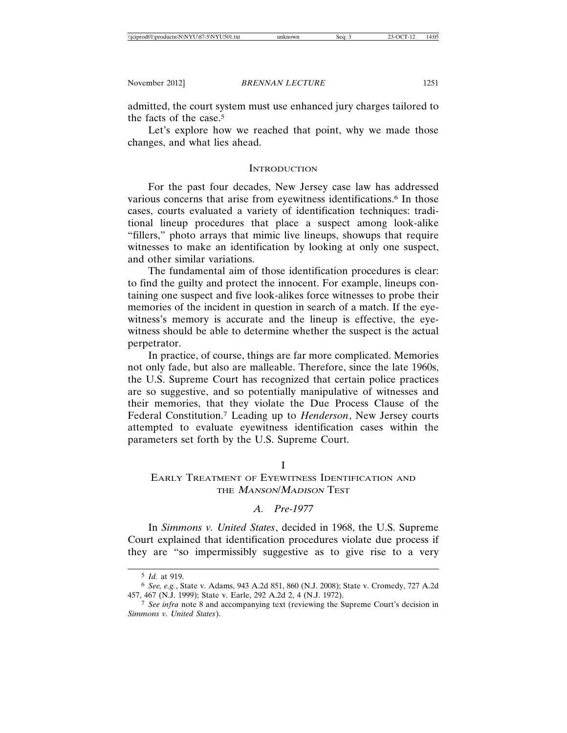admitted, the court system must use enhanced jury charges tailored to the facts of the case.[5]

Let's explore how we reached that point, why we made those changes, and what lies ahead.

## Introduction

For the past four decades, New Jersey case law has addressed various concerns that arise from eyewitness identifications.[6] In those cases, courts evaluated a variety of identification techniques: traditional lineup procedures that place a suspect among look-alike "fillers," photo arrays that mimic live lineups, showups that require witnesses to make an identification by looking at only one suspect, and other similar variations.

The fundamental aim of those identification procedures is clear: to find the guilty and protect the innocent. For example, lineups containing one suspect and five look-alikes force witnesses to probe their memories of the incident in question in search of a match. If the eyewitness's memory is accurate and the lineup is effective, the eyewitness should be able to determine whether the suspect is the actual perpetrator.

In practice, of course, things are far more complicated. Memories not only fade, but also are malleable. Therefore, since the late 1960s, the U.S. Supreme Court has recognized that certain police practices are so suggestive, and so potentially manipulative of witnesses and their memories, that they violate the Due Process Clause of the Federal Constitution.[7] Leading up to *Henderson*, New Jersey courts attempted to evaluate eyewitness identification cases within the parameters set forth by the U.S. Supreme Court.

## I
## Early Treatment of Eyewitness Identification and the *Manson*/*Madison* Test

### *A. Pre-1977*

In *Simmons v. United States*, decided in 1968, the U.S. Supreme Court explained that identification procedures violate due process if they are "so impermissibly suggestive as to give rise to a very

---

[5] *Id.* at 919.

[6] *See, e.g.*, State v. Adams, 943 A.2d 851, 860 (N.J. 2008); State v. Cromedy, 727 A.2d 457, 467 (N.J. 1999); State v. Earle, 292 A.2d 2, 4 (N.J. 1972).

[7] *See infra* note 8 and accompanying text (reviewing the Supreme Court's decision in *Simmons v. United States*).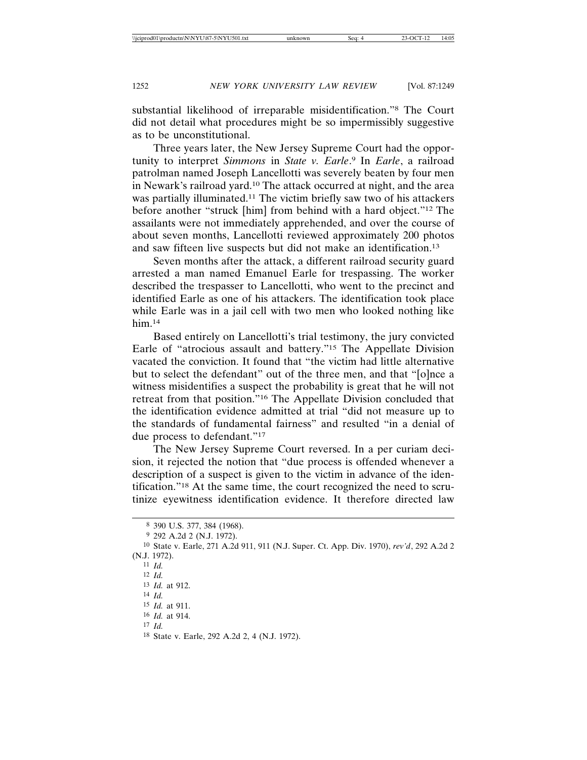substantial likelihood of irreparable misidentification."[8] The Court did not detail what procedures might be so impermissibly suggestive as to be unconstitutional.

Three years later, the New Jersey Supreme Court had the opportunity to interpret *Simmons* in *State v. Earle*.[9] In *Earle*, a railroad patrolman named Joseph Lancellotti was severely beaten by four men in Newark's railroad yard.[10] The attack occurred at night, and the area was partially illuminated.[11] The victim briefly saw two of his attackers before another "struck [him] from behind with a hard object."[12] The assailants were not immediately apprehended, and over the course of about seven months, Lancellotti reviewed approximately 200 photos and saw fifteen live suspects but did not make an identification.[13]

Seven months after the attack, a different railroad security guard arrested a man named Emanuel Earle for trespassing. The worker described the trespasser to Lancellotti, who went to the precinct and identified Earle as one of his attackers. The identification took place while Earle was in a jail cell with two men who looked nothing like him.[14]

Based entirely on Lancellotti's trial testimony, the jury convicted Earle of "atrocious assault and battery."[15] The Appellate Division vacated the conviction. It found that "the victim had little alternative but to select the defendant" out of the three men, and that "[o]nce a witness misidentifies a suspect the probability is great that he will not retreat from that position."[16] The Appellate Division concluded that the identification evidence admitted at trial "did not measure up to the standards of fundamental fairness" and resulted "in a denial of due process to defendant."[17]

The New Jersey Supreme Court reversed. In a per curiam decision, it rejected the notion that "due process is offended whenever a description of a suspect is given to the victim in advance of the identification."[18] At the same time, the court recognized the need to scrutinize eyewitness identification evidence. It therefore directed law

---

[8] 390 U.S. 377, 384 (1968).

[9] 292 A.2d 2 (N.J. 1972).

[10] State v. Earle, 271 A.2d 911, 911 (N.J. Super. Ct. App. Div. 1970), *rev'd*, 292 A.2d 2 (N.J. 1972).

[11] *Id.*

[12] *Id.*

[13] *Id.* at 912.

[14] *Id.*

[15] *Id.* at 911.

[16] *Id.* at 914.

[17] *Id.*

[18] State v. Earle, 292 A.2d 2, 4 (N.J. 1972).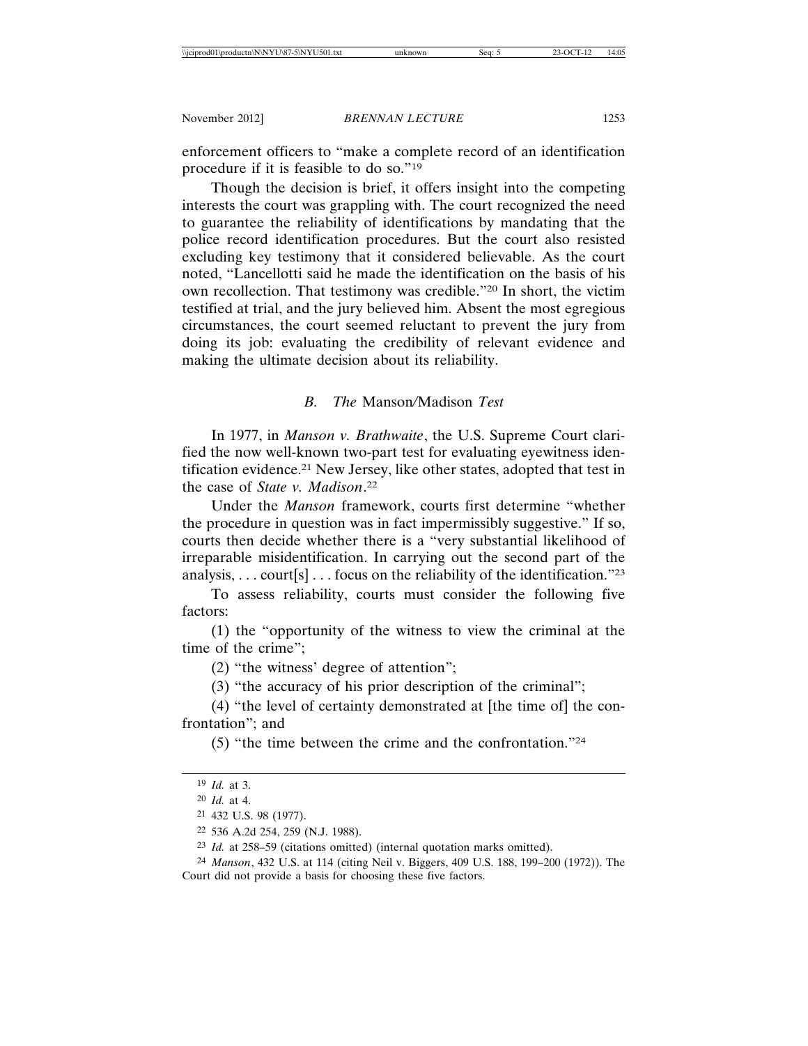enforcement officers to "make a complete record of an identification procedure if it is feasible to do so."[19]

Though the decision is brief, it offers insight into the competing interests the court was grappling with. The court recognized the need to guarantee the reliability of identifications by mandating that the police record identification procedures. But the court also resisted excluding key testimony that it considered believable. As the court noted, "Lancellotti said he made the identification on the basis of his own recollection. That testimony was credible."[20] In short, the victim testified at trial, and the jury believed him. Absent the most egregious circumstances, the court seemed reluctant to prevent the jury from doing its job: evaluating the credibility of relevant evidence and making the ultimate decision about its reliability.

### B. *The* Manson/Madison *Test*

In 1977, in *Manson v. Brathwaite*, the U.S. Supreme Court clarified the now well-known two-part test for evaluating eyewitness identification evidence.[21] New Jersey, like other states, adopted that test in the case of *State v. Madison*.[22]

Under the *Manson* framework, courts first determine "whether the procedure in question was in fact impermissibly suggestive." If so, courts then decide whether there is a "very substantial likelihood of irreparable misidentification. In carrying out the second part of the analysis, . . . court[s] . . . focus on the reliability of the identification."[23]

To assess reliability, courts must consider the following five factors:

(1) the "opportunity of the witness to view the criminal at the time of the crime";

(2) "the witness' degree of attention";

(3) "the accuracy of his prior description of the criminal";

(4) "the level of certainty demonstrated at [the time of] the confrontation"; and

(5) "the time between the crime and the confrontation."[24]

---

[19] *Id.* at 3.

[20] *Id.* at 4.

[21] 432 U.S. 98 (1977).

[22] 536 A.2d 254, 259 (N.J. 1988).

[23] *Id.* at 258–59 (citations omitted) (internal quotation marks omitted).

[24] *Manson*, 432 U.S. at 114 (citing Neil v. Biggers, 409 U.S. 188, 199–200 (1972)). The Court did not provide a basis for choosing these five factors.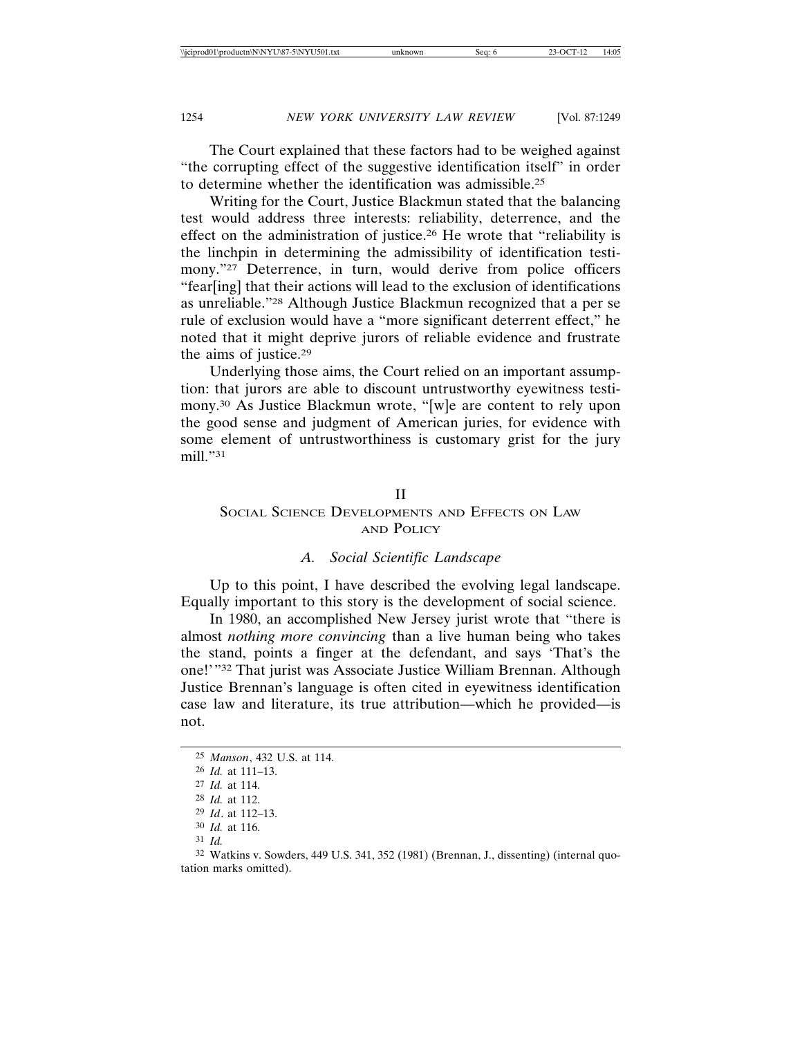The Court explained that these factors had to be weighed against "the corrupting effect of the suggestive identification itself" in order to determine whether the identification was admissible.[25]

Writing for the Court, Justice Blackmun stated that the balancing test would address three interests: reliability, deterrence, and the effect on the administration of justice.[26] He wrote that "reliability is the linchpin in determining the admissibility of identification testimony."[27] Deterrence, in turn, would derive from police officers "fear[ing] that their actions will lead to the exclusion of identifications as unreliable."[28] Although Justice Blackmun recognized that a per se rule of exclusion would have a "more significant deterrent effect," he noted that it might deprive jurors of reliable evidence and frustrate the aims of justice.[29]

Underlying those aims, the Court relied on an important assumption: that jurors are able to discount untrustworthy eyewitness testimony.[30] As Justice Blackmun wrote, "[w]e are content to rely upon the good sense and judgment of American juries, for evidence with some element of untrustworthiness is customary grist for the jury mill."[31]

## II
## Social Science Developments and Effects on Law and Policy

### *A. Social Scientific Landscape*

Up to this point, I have described the evolving legal landscape. Equally important to this story is the development of social science.

In 1980, an accomplished New Jersey jurist wrote that "there is almost *nothing more convincing* than a live human being who takes the stand, points a finger at the defendant, and says 'That's the one!'"[32] That jurist was Associate Justice William Brennan. Although Justice Brennan's language is often cited in eyewitness identification case law and literature, its true attribution—which he provided—is not.

---

[25] *Manson*, 432 U.S. at 114.

[26] *Id.* at 111–13.

[27] *Id.* at 114.

[28] *Id.* at 112.

[29] *Id*. at 112–13.

[30] *Id.* at 116.

[31] *Id.*

[32] Watkins v. Sowders, 449 U.S. 341, 352 (1981) (Brennan, J., dissenting) (internal quotation marks omitted).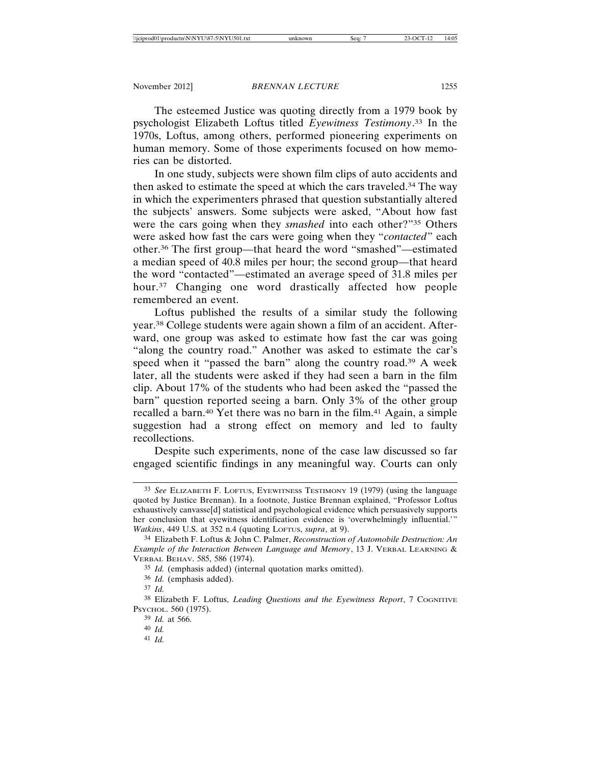The esteemed Justice was quoting directly from a 1979 book by psychologist Elizabeth Loftus titled *Eyewitness Testimony*.[33] In the 1970s, Loftus, among others, performed pioneering experiments on human memory. Some of those experiments focused on how memories can be distorted.

In one study, subjects were shown film clips of auto accidents and then asked to estimate the speed at which the cars traveled.[34] The way in which the experimenters phrased that question substantially altered the subjects' answers. Some subjects were asked, "About how fast were the cars going when they *smashed* into each other?"[35] Others were asked how fast the cars were going when they "*contacted*" each other.[36] The first group—that heard the word "smashed"—estimated a median speed of 40.8 miles per hour; the second group—that heard the word "contacted"—estimated an average speed of 31.8 miles per hour.[37] Changing one word drastically affected how people remembered an event.

Loftus published the results of a similar study the following year.[38] College students were again shown a film of an accident. Afterward, one group was asked to estimate how fast the car was going "along the country road." Another was asked to estimate the car's speed when it "passed the barn" along the country road.[39] A week later, all the students were asked if they had seen a barn in the film clip. About 17% of the students who had been asked the "passed the barn" question reported seeing a barn. Only 3% of the other group recalled a barn.[40] Yet there was no barn in the film.[41] Again, a simple suggestion had a strong effect on memory and led to faulty recollections.

Despite such experiments, none of the case law discussed so far engaged scientific findings in any meaningful way. Courts can only

---

[33] *See* ELIZABETH F. LOFTUS, EYEWITNESS TESTIMONY 19 (1979) (using the language quoted by Justice Brennan). In a footnote, Justice Brennan explained, "Professor Loftus exhaustively canvasse[d] statistical and psychological evidence which persuasively supports her conclusion that eyewitness identification evidence is 'overwhelmingly influential.'" *Watkins*, 449 U.S. at 352 n.4 (quoting LOFTUS, *supra*, at 9).

[34] Elizabeth F. Loftus & John C. Palmer, *Reconstruction of Automobile Destruction: An Example of the Interaction Between Language and Memory*, 13 J. VERBAL LEARNING & VERBAL BEHAV. 585, 586 (1974).

[35] *Id.* (emphasis added) (internal quotation marks omitted).

[36] *Id.* (emphasis added).

[37] *Id.*

[38] Elizabeth F. Loftus, *Leading Questions and the Eyewitness Report*, 7 COGNITIVE PSYCHOL. 560 (1975).

[39] *Id.* at 566.

[40] *Id.*

[41] *Id.*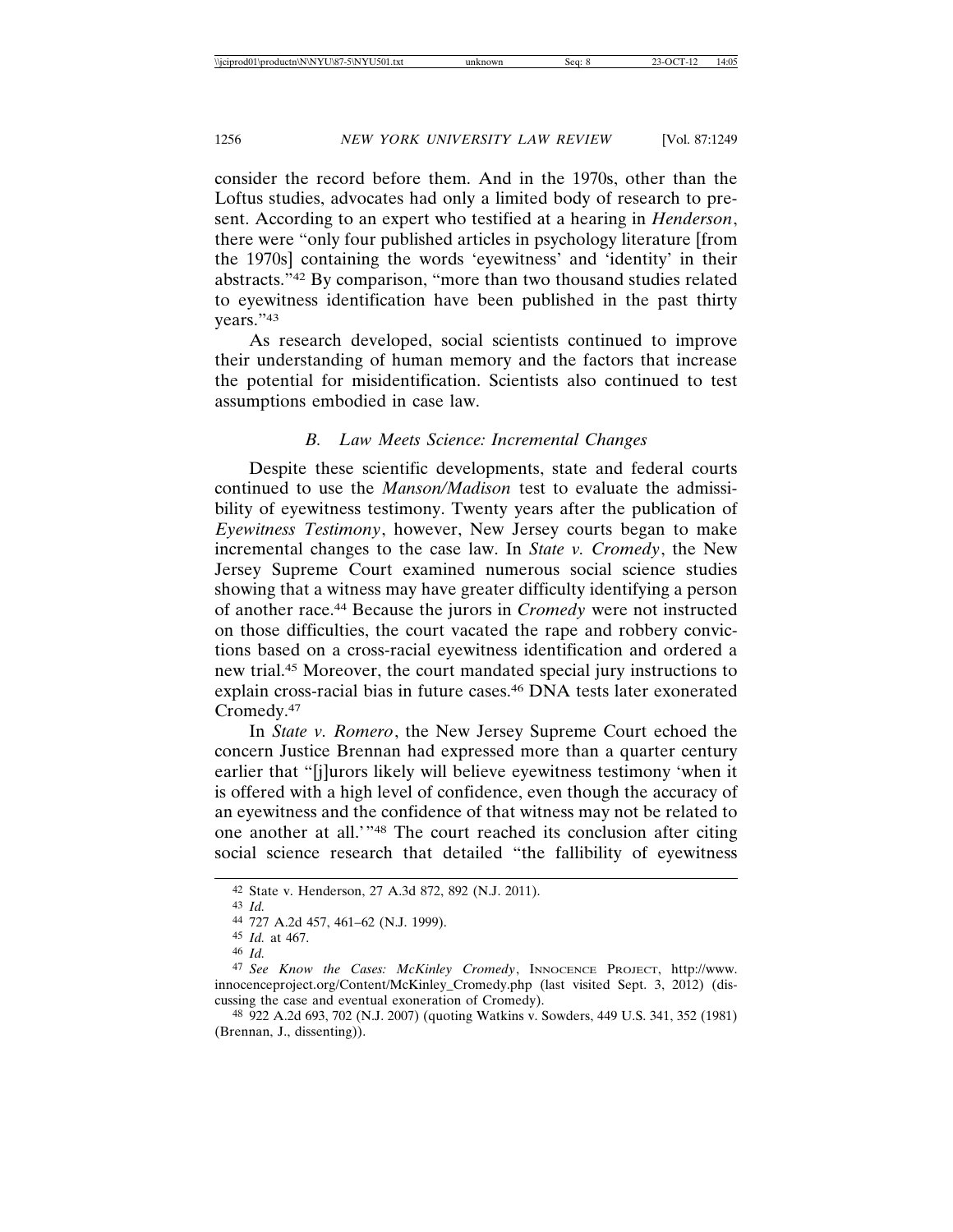consider the record before them. And in the 1970s, other than the Loftus studies, advocates had only a limited body of research to present. According to an expert who testified at a hearing in *Henderson*, there were "only four published articles in psychology literature [from the 1970s] containing the words 'eyewitness' and 'identity' in their abstracts."[42] By comparison, "more than two thousand studies related to eyewitness identification have been published in the past thirty years."[43]

As research developed, social scientists continued to improve their understanding of human memory and the factors that increase the potential for misidentification. Scientists also continued to test assumptions embodied in case law.

### *B. Law Meets Science: Incremental Changes*

Despite these scientific developments, state and federal courts continued to use the *Manson/Madison* test to evaluate the admissibility of eyewitness testimony. Twenty years after the publication of *Eyewitness Testimony*, however, New Jersey courts began to make incremental changes to the case law. In *State v. Cromedy*, the New Jersey Supreme Court examined numerous social science studies showing that a witness may have greater difficulty identifying a person of another race.[44] Because the jurors in *Cromedy* were not instructed on those difficulties, the court vacated the rape and robbery convictions based on a cross-racial eyewitness identification and ordered a new trial.[45] Moreover, the court mandated special jury instructions to explain cross-racial bias in future cases.[46] DNA tests later exonerated Cromedy.[47]

In *State v. Romero*, the New Jersey Supreme Court echoed the concern Justice Brennan had expressed more than a quarter century earlier that "[j]urors likely will believe eyewitness testimony 'when it is offered with a high level of confidence, even though the accuracy of an eyewitness and the confidence of that witness may not be related to one another at all.'"[48] The court reached its conclusion after citing social science research that detailed "the fallibility of eyewitness

---

[42] State v. Henderson, 27 A.3d 872, 892 (N.J. 2011).

[43] *Id.*

[44] 727 A.2d 457, 461–62 (N.J. 1999).

[45] *Id.* at 467.

[46] *Id.*

[47] *See Know the Cases: McKinley Cromedy*, INNOCENCE PROJECT, http://www.innocenceproject.org/Content/McKinley_Cromedy.php (last visited Sept. 3, 2012) (discussing the case and eventual exoneration of Cromedy).

[48] 922 A.2d 693, 702 (N.J. 2007) (quoting Watkins v. Sowders, 449 U.S. 341, 352 (1981) (Brennan, J., dissenting)).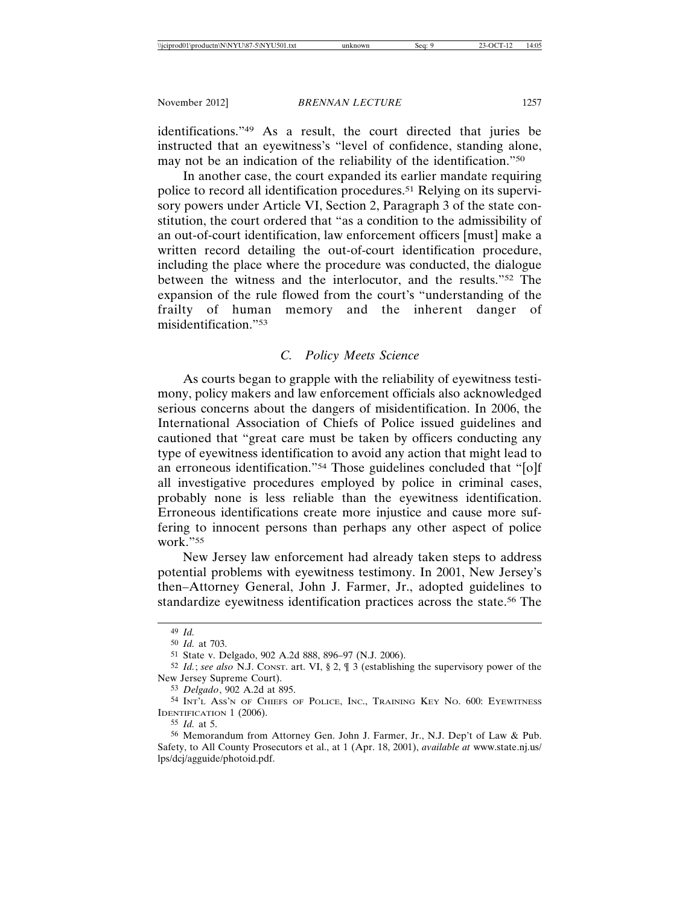identifications."[49] As a result, the court directed that juries be instructed that an eyewitness's "level of confidence, standing alone, may not be an indication of the reliability of the identification."[50]

In another case, the court expanded its earlier mandate requiring police to record all identification procedures.[51] Relying on its supervisory powers under Article VI, Section 2, Paragraph 3 of the state constitution, the court ordered that "as a condition to the admissibility of an out-of-court identification, law enforcement officers [must] make a written record detailing the out-of-court identification procedure, including the place where the procedure was conducted, the dialogue between the witness and the interlocutor, and the results."[52] The expansion of the rule flowed from the court's "understanding of the frailty of human memory and the inherent danger of misidentification."[53]

### *C. Policy Meets Science*

As courts began to grapple with the reliability of eyewitness testimony, policy makers and law enforcement officials also acknowledged serious concerns about the dangers of misidentification. In 2006, the International Association of Chiefs of Police issued guidelines and cautioned that "great care must be taken by officers conducting any type of eyewitness identification to avoid any action that might lead to an erroneous identification."[54] Those guidelines concluded that "[o]f all investigative procedures employed by police in criminal cases, probably none is less reliable than the eyewitness identification. Erroneous identifications create more injustice and cause more suffering to innocent persons than perhaps any other aspect of police work."[55]

New Jersey law enforcement had already taken steps to address potential problems with eyewitness testimony. In 2001, New Jersey's then–Attorney General, John J. Farmer, Jr., adopted guidelines to standardize eyewitness identification practices across the state.[56] The

---

49 *Id.*

50 *Id.* at 703.

51 State v. Delgado, 902 A.2d 888, 896–97 (N.J. 2006).

52 *Id.*; *see also* N.J. CONST. art. VI, § 2, ¶ 3 (establishing the supervisory power of the New Jersey Supreme Court).

53 *Delgado*, 902 A.2d at 895.

54 INT'L ASS'N OF CHIEFS OF POLICE, INC., TRAINING KEY NO. 600: EYEWITNESS IDENTIFICATION 1 (2006).

55 *Id.* at 5.

56 Memorandum from Attorney Gen. John J. Farmer, Jr., N.J. Dep't of Law & Pub. Safety, to All County Prosecutors et al., at 1 (Apr. 18, 2001), *available at* www.state.nj.us/lps/dcj/agguide/photoid.pdf.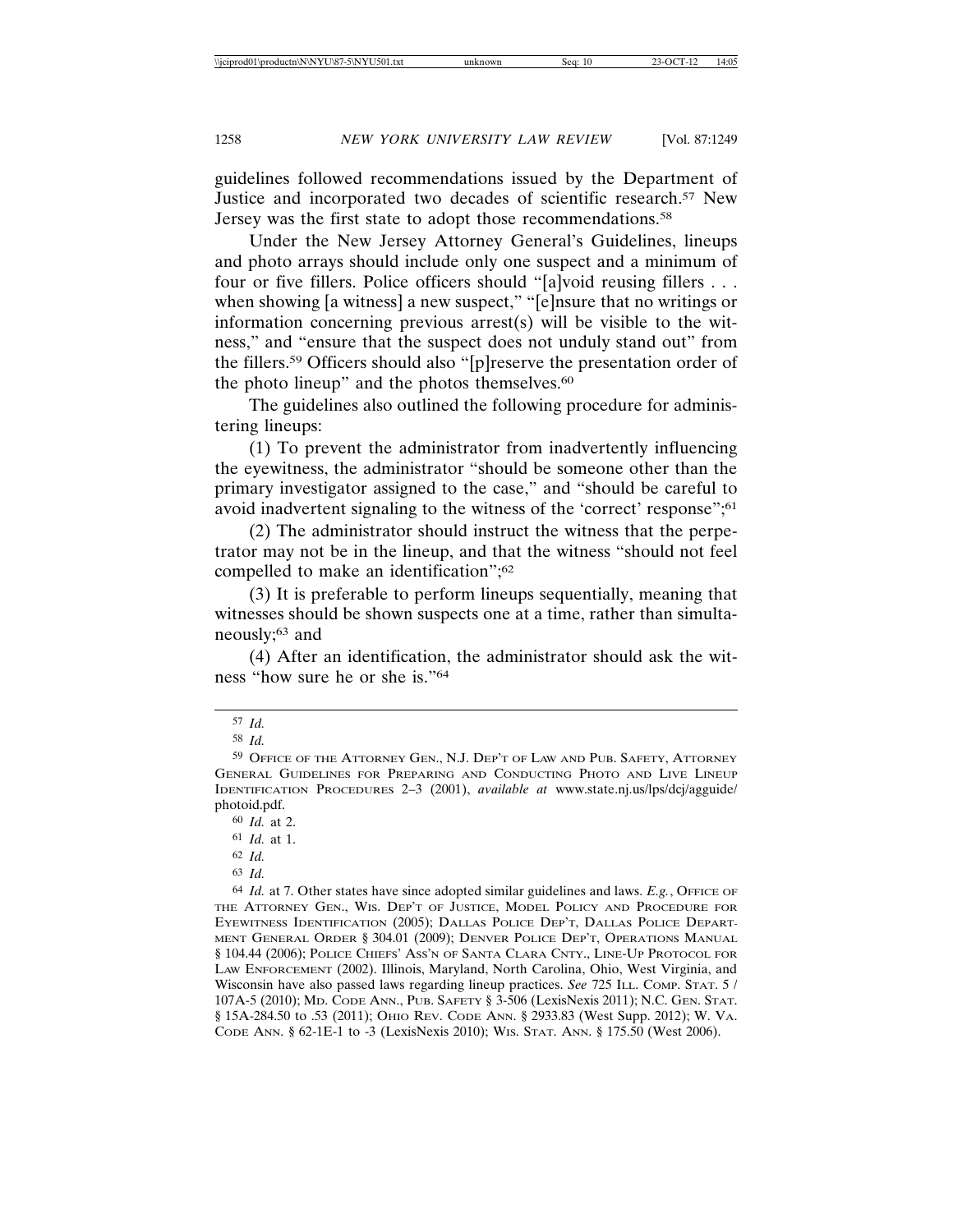guidelines followed recommendations issued by the Department of Justice and incorporated two decades of scientific research.[57] New Jersey was the first state to adopt those recommendations.[58]

Under the New Jersey Attorney General's Guidelines, lineups and photo arrays should include only one suspect and a minimum of four or five fillers. Police officers should "[a]void reusing fillers . . . when showing [a witness] a new suspect," "[e]nsure that no writings or information concerning previous arrest(s) will be visible to the witness," and "ensure that the suspect does not unduly stand out" from the fillers.[59] Officers should also "[p]reserve the presentation order of the photo lineup" and the photos themselves.[60]

The guidelines also outlined the following procedure for administering lineups:

(1) To prevent the administrator from inadvertently influencing the eyewitness, the administrator "should be someone other than the primary investigator assigned to the case," and "should be careful to avoid inadvertent signaling to the witness of the 'correct' response";[61]

(2) The administrator should instruct the witness that the perpetrator may not be in the lineup, and that the witness "should not feel compelled to make an identification";[62]

(3) It is preferable to perform lineups sequentially, meaning that witnesses should be shown suspects one at a time, rather than simultaneously;[63] and

(4) After an identification, the administrator should ask the witness "how sure he or she is."[64]

---

[57] *Id.*

[58] *Id.*

[59] OFFICE OF THE ATTORNEY GEN., N.J. DEP'T OF LAW AND PUB. SAFETY, ATTORNEY GENERAL GUIDELINES FOR PREPARING AND CONDUCTING PHOTO AND LIVE LINEUP IDENTIFICATION PROCEDURES 2–3 (2001), *available at* www.state.nj.us/lps/dcj/agguide/photoid.pdf.

[60] *Id.* at 2.

[61] *Id.* at 1.

[62] *Id.*

[63] *Id.*

[64] *Id.* at 7. Other states have since adopted similar guidelines and laws. *E.g.*, OFFICE OF THE ATTORNEY GEN., WIS. DEP'T OF JUSTICE, MODEL POLICY AND PROCEDURE FOR EYEWITNESS IDENTIFICATION (2005); DALLAS POLICE DEP'T, DALLAS POLICE DEPARTMENT GENERAL ORDER § 304.01 (2009); DENVER POLICE DEP'T, OPERATIONS MANUAL § 104.44 (2006); POLICE CHIEFS' ASS'N OF SANTA CLARA CNTY., LINE-UP PROTOCOL FOR LAW ENFORCEMENT (2002). Illinois, Maryland, North Carolina, Ohio, West Virginia, and Wisconsin have also passed laws regarding lineup practices. *See* 725 ILL. COMP. STAT. 5 / 107A-5 (2010); MD. CODE ANN., PUB. SAFETY § 3-506 (LexisNexis 2011); N.C. GEN. STAT. § 15A-284.50 to .53 (2011); OHIO REV. CODE ANN. § 2933.83 (West Supp. 2012); W. VA. CODE ANN. § 62-1E-1 to -3 (LexisNexis 2010); WIS. STAT. ANN. § 175.50 (West 2006).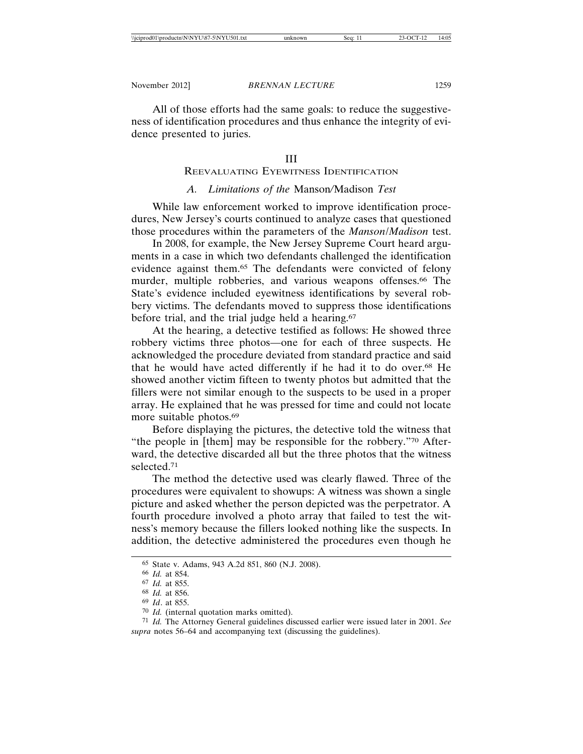All of those efforts had the same goals: to reduce the suggestiveness of identification procedures and thus enhance the integrity of evidence presented to juries.

## III
## Reevaluating Eyewitness Identification

### A. Limitations of the *Manson/Madison* Test

While law enforcement worked to improve identification procedures, New Jersey's courts continued to analyze cases that questioned those procedures within the parameters of the *Manson/Madison* test.

In 2008, for example, the New Jersey Supreme Court heard arguments in a case in which two defendants challenged the identification evidence against them.[65] The defendants were convicted of felony murder, multiple robberies, and various weapons offenses.[66] The State's evidence included eyewitness identifications by several robbery victims. The defendants moved to suppress those identifications before trial, and the trial judge held a hearing.[67]

At the hearing, a detective testified as follows: He showed three robbery victims three photos—one for each of three suspects. He acknowledged the procedure deviated from standard practice and said that he would have acted differently if he had it to do over.[68] He showed another victim fifteen to twenty photos but admitted that the fillers were not similar enough to the suspects to be used in a proper array. He explained that he was pressed for time and could not locate more suitable photos.[69]

Before displaying the pictures, the detective told the witness that "the people in [them] may be responsible for the robbery."[70] Afterward, the detective discarded all but the three photos that the witness selected.[71]

The method the detective used was clearly flawed. Three of the procedures were equivalent to showups: A witness was shown a single picture and asked whether the person depicted was the perpetrator. A fourth procedure involved a photo array that failed to test the witness's memory because the fillers looked nothing like the suspects. In addition, the detective administered the procedures even though he

---

[65] State v. Adams, 943 A.2d 851, 860 (N.J. 2008).

[66] *Id.* at 854.

[67] *Id.* at 855.

[68] *Id.* at 856.

[69] *Id*. at 855.

[70] *Id.* (internal quotation marks omitted).

[71] *Id.* The Attorney General guidelines discussed earlier were issued later in 2001. *See supra* notes 56–64 and accompanying text (discussing the guidelines).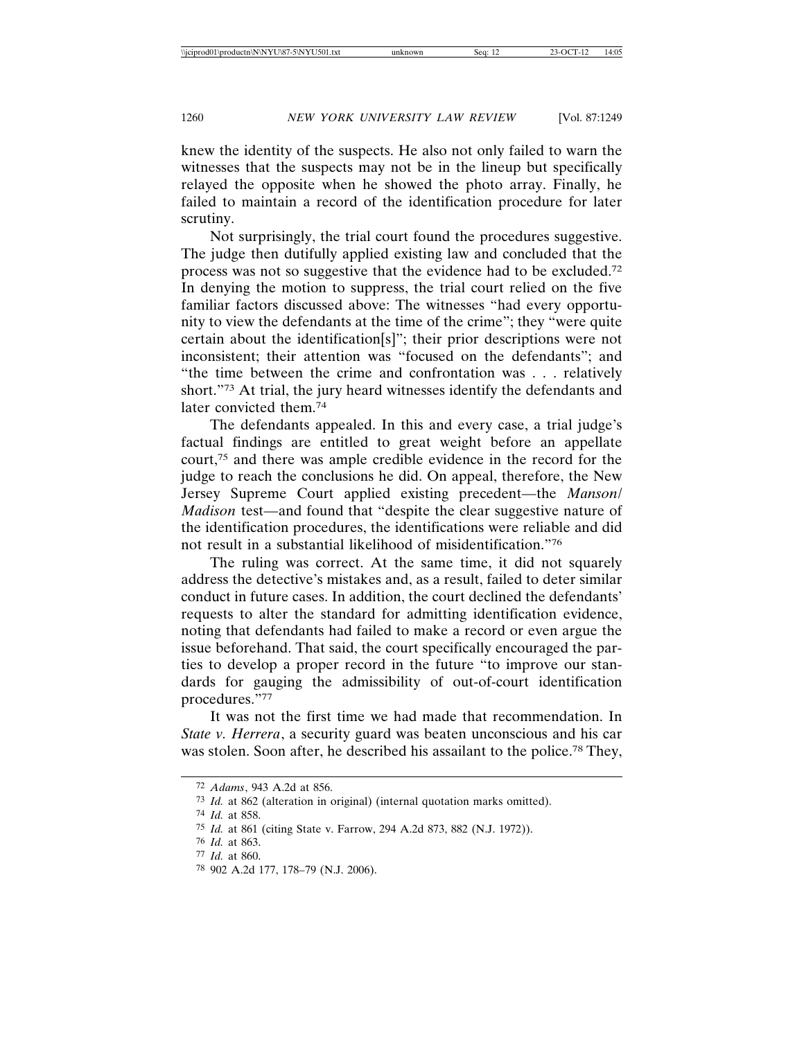knew the identity of the suspects. He also not only failed to warn the witnesses that the suspects may not be in the lineup but specifically relayed the opposite when he showed the photo array. Finally, he failed to maintain a record of the identification procedure for later scrutiny.

Not surprisingly, the trial court found the procedures suggestive. The judge then dutifully applied existing law and concluded that the process was not so suggestive that the evidence had to be excluded.[72] In denying the motion to suppress, the trial court relied on the five familiar factors discussed above: The witnesses "had every opportunity to view the defendants at the time of the crime"; they "were quite certain about the identification[s]"; their prior descriptions were not inconsistent; their attention was "focused on the defendants"; and "the time between the crime and confrontation was . . . relatively short."[73] At trial, the jury heard witnesses identify the defendants and later convicted them.[74]

The defendants appealed. In this and every case, a trial judge's factual findings are entitled to great weight before an appellate court,[75] and there was ample credible evidence in the record for the judge to reach the conclusions he did. On appeal, therefore, the New Jersey Supreme Court applied existing precedent—the *Manson/Madison* test—and found that "despite the clear suggestive nature of the identification procedures, the identifications were reliable and did not result in a substantial likelihood of misidentification."[76]

The ruling was correct. At the same time, it did not squarely address the detective's mistakes and, as a result, failed to deter similar conduct in future cases. In addition, the court declined the defendants' requests to alter the standard for admitting identification evidence, noting that defendants had failed to make a record or even argue the issue beforehand. That said, the court specifically encouraged the parties to develop a proper record in the future "to improve our standards for gauging the admissibility of out-of-court identification procedures."[77]

It was not the first time we had made that recommendation. In *State v. Herrera*, a security guard was beaten unconscious and his car was stolen. Soon after, he described his assailant to the police.[78] They,

---

[72] *Adams*, 943 A.2d at 856.

[73] *Id.* at 862 (alteration in original) (internal quotation marks omitted).

[74] *Id.* at 858.

[75] *Id.* at 861 (citing State v. Farrow, 294 A.2d 873, 882 (N.J. 1972)).

[76] *Id.* at 863.

[77] *Id.* at 860.

[78] 902 A.2d 177, 178–79 (N.J. 2006).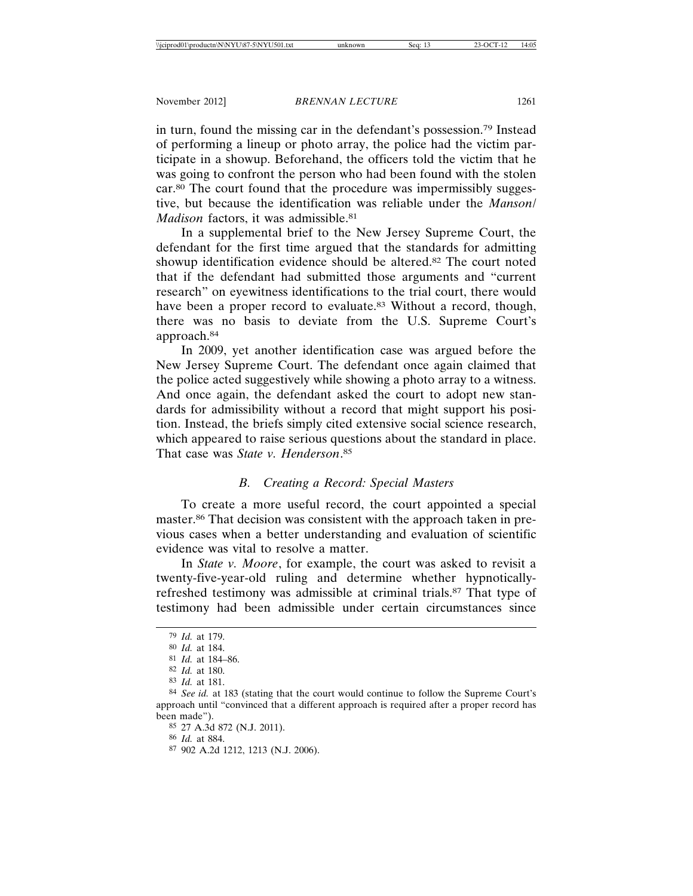in turn, found the missing car in the defendant's possession.[79] Instead of performing a lineup or photo array, the police had the victim participate in a showup. Beforehand, the officers told the victim that he was going to confront the person who had been found with the stolen car.[80] The court found that the procedure was impermissibly suggestive, but because the identification was reliable under the *Manson/ Madison* factors, it was admissible.[81]

In a supplemental brief to the New Jersey Supreme Court, the defendant for the first time argued that the standards for admitting showup identification evidence should be altered.[82] The court noted that if the defendant had submitted those arguments and "current research" on eyewitness identifications to the trial court, there would have been a proper record to evaluate.[83] Without a record, though, there was no basis to deviate from the U.S. Supreme Court's approach.[84]

In 2009, yet another identification case was argued before the New Jersey Supreme Court. The defendant once again claimed that the police acted suggestively while showing a photo array to a witness. And once again, the defendant asked the court to adopt new standards for admissibility without a record that might support his position. Instead, the briefs simply cited extensive social science research, which appeared to raise serious questions about the standard in place. That case was *State v. Henderson*.[85]

### *B. Creating a Record: Special Masters*

To create a more useful record, the court appointed a special master.[86] That decision was consistent with the approach taken in previous cases when a better understanding and evaluation of scientific evidence was vital to resolve a matter.

In *State v. Moore*, for example, the court was asked to revisit a twenty-five-year-old ruling and determine whether hypnotically-refreshed testimony was admissible at criminal trials.[87] That type of testimony had been admissible under certain circumstances since

---

[79] *Id.* at 179.

[80] *Id.* at 184.

[81] *Id.* at 184–86.

[82] *Id.* at 180.

[83] *Id.* at 181.

[84] *See id.* at 183 (stating that the court would continue to follow the Supreme Court's approach until "convinced that a different approach is required after a proper record has been made").

[85] 27 A.3d 872 (N.J. 2011).

[86] *Id.* at 884.

[87] 902 A.2d 1212, 1213 (N.J. 2006).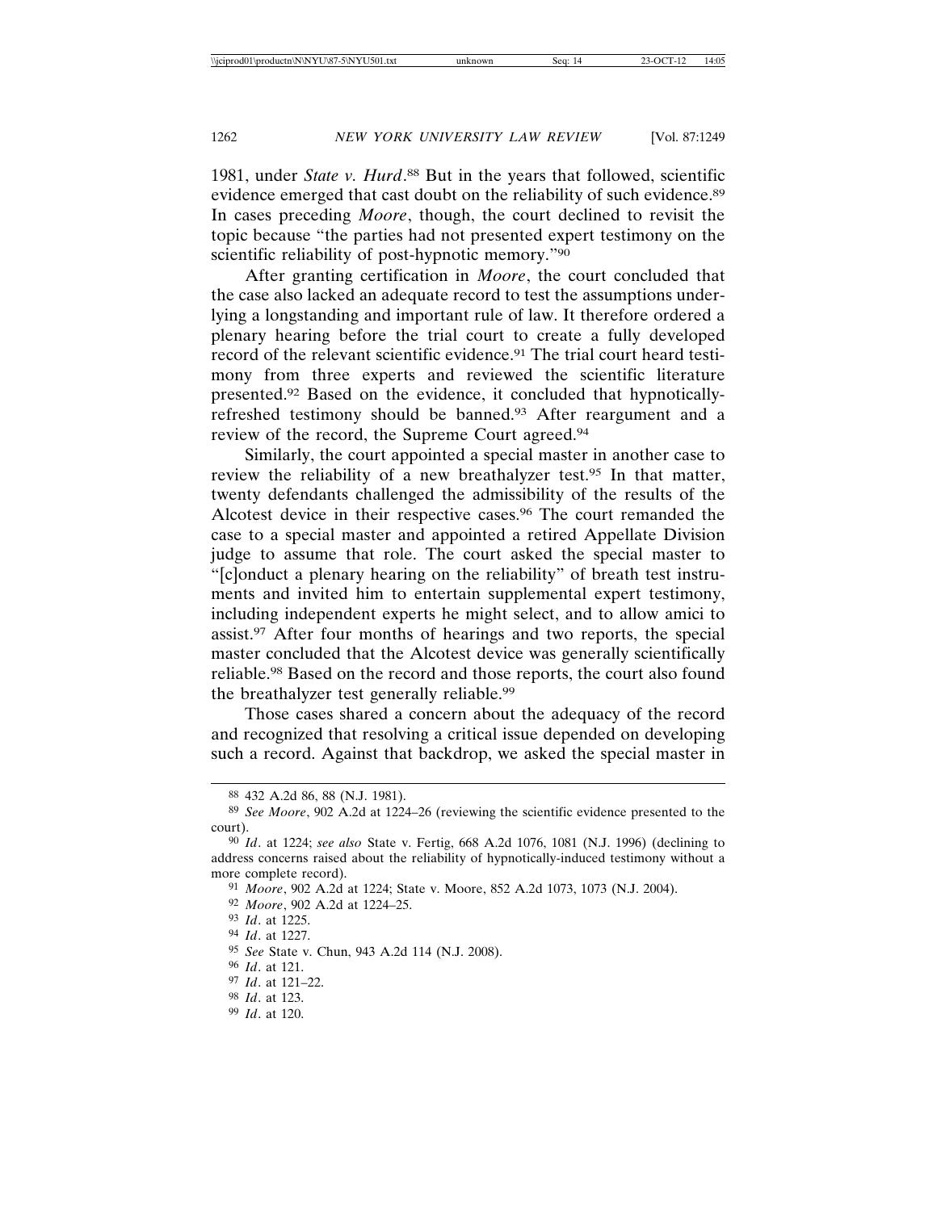1981, under *State v. Hurd*.[88] But in the years that followed, scientific evidence emerged that cast doubt on the reliability of such evidence.[89] In cases preceding *Moore*, though, the court declined to revisit the topic because "the parties had not presented expert testimony on the scientific reliability of post-hypnotic memory."[90]

After granting certification in *Moore*, the court concluded that the case also lacked an adequate record to test the assumptions underlying a longstanding and important rule of law. It therefore ordered a plenary hearing before the trial court to create a fully developed record of the relevant scientific evidence.[91] The trial court heard testimony from three experts and reviewed the scientific literature presented.[92] Based on the evidence, it concluded that hypnotically-refreshed testimony should be banned.[93] After reargument and a review of the record, the Supreme Court agreed.[94]

Similarly, the court appointed a special master in another case to review the reliability of a new breathalyzer test.[95] In that matter, twenty defendants challenged the admissibility of the results of the Alcotest device in their respective cases.[96] The court remanded the case to a special master and appointed a retired Appellate Division judge to assume that role. The court asked the special master to "[c]onduct a plenary hearing on the reliability" of breath test instruments and invited him to entertain supplemental expert testimony, including independent experts he might select, and to allow amici to assist.[97] After four months of hearings and two reports, the special master concluded that the Alcotest device was generally scientifically reliable.[98] Based on the record and those reports, the court also found the breathalyzer test generally reliable.[99]

Those cases shared a concern about the adequacy of the record and recognized that resolving a critical issue depended on developing such a record. Against that backdrop, we asked the special master in

---

[88] 432 A.2d 86, 88 (N.J. 1981).

[89] *See Moore*, 902 A.2d at 1224–26 (reviewing the scientific evidence presented to the court).

[90] *Id*. at 1224; *see also* State v. Fertig, 668 A.2d 1076, 1081 (N.J. 1996) (declining to address concerns raised about the reliability of hypnotically-induced testimony without a more complete record).

[91] *Moore*, 902 A.2d at 1224; State v. Moore, 852 A.2d 1073, 1073 (N.J. 2004).

[92] *Moore*, 902 A.2d at 1224–25.

[93] *Id*. at 1225.

[94] *Id*. at 1227.

[95] *See* State v. Chun, 943 A.2d 114 (N.J. 2008).

[96] *Id*. at 121.

[97] *Id*. at 121–22.

[98] *Id*. at 123.

[99] *Id*. at 120.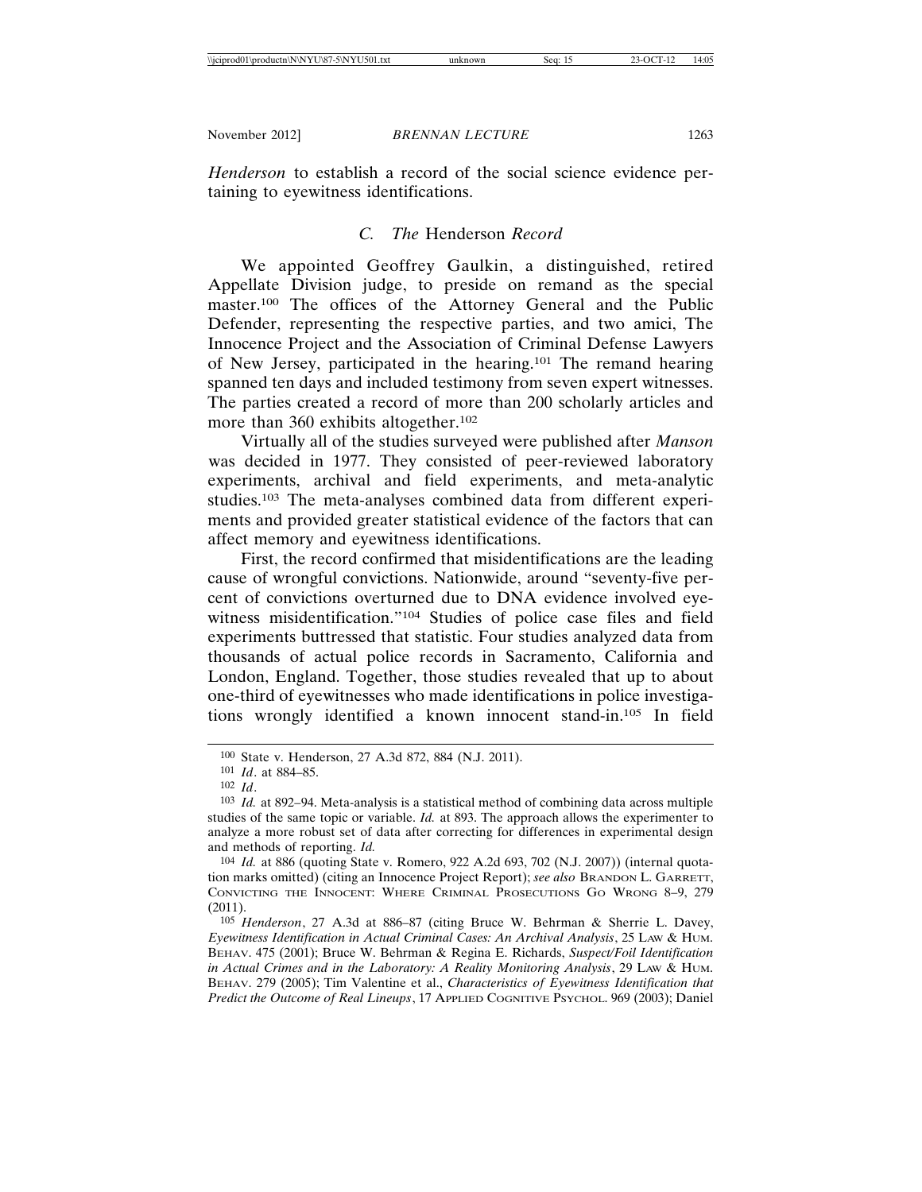*Henderson* to establish a record of the social science evidence pertaining to eyewitness identifications.

### C. *The* Henderson *Record*

We appointed Geoffrey Gaulkin, a distinguished, retired Appellate Division judge, to preside on remand as the special master.[100] The offices of the Attorney General and the Public Defender, representing the respective parties, and two amici, The Innocence Project and the Association of Criminal Defense Lawyers of New Jersey, participated in the hearing.[101] The remand hearing spanned ten days and included testimony from seven expert witnesses. The parties created a record of more than 200 scholarly articles and more than 360 exhibits altogether.[102]

Virtually all of the studies surveyed were published after *Manson* was decided in 1977. They consisted of peer-reviewed laboratory experiments, archival and field experiments, and meta-analytic studies.[103] The meta-analyses combined data from different experiments and provided greater statistical evidence of the factors that can affect memory and eyewitness identifications.

First, the record confirmed that misidentifications are the leading cause of wrongful convictions. Nationwide, around "seventy-five percent of convictions overturned due to DNA evidence involved eyewitness misidentification."[104] Studies of police case files and field experiments buttressed that statistic. Four studies analyzed data from thousands of actual police records in Sacramento, California and London, England. Together, those studies revealed that up to about one-third of eyewitnesses who made identifications in police investigations wrongly identified a known innocent stand-in.[105] In field

---

[100] State v. Henderson, 27 A.3d 872, 884 (N.J. 2011).

[101] *Id*. at 884–85.

[102] *Id*.

[103] *Id.* at 892–94. Meta-analysis is a statistical method of combining data across multiple studies of the same topic or variable. *Id.* at 893. The approach allows the experimenter to analyze a more robust set of data after correcting for differences in experimental design and methods of reporting. *Id.*

[104] *Id.* at 886 (quoting State v. Romero, 922 A.2d 693, 702 (N.J. 2007)) (internal quotation marks omitted) (citing an Innocence Project Report); *see also* BRANDON L. GARRETT, CONVICTING THE INNOCENT: WHERE CRIMINAL PROSECUTIONS GO WRONG 8–9, 279 (2011).

[105] *Henderson*, 27 A.3d at 886–87 (citing Bruce W. Behrman & Sherrie L. Davey, *Eyewitness Identification in Actual Criminal Cases: An Archival Analysis*, 25 LAW & HUM. BEHAV. 475 (2001); Bruce W. Behrman & Regina E. Richards, *Suspect/Foil Identification in Actual Crimes and in the Laboratory: A Reality Monitoring Analysis*, 29 LAW & HUM. BEHAV. 279 (2005); Tim Valentine et al., *Characteristics of Eyewitness Identification that Predict the Outcome of Real Lineups*, 17 APPLIED COGNITIVE PSYCHOL. 969 (2003); Daniel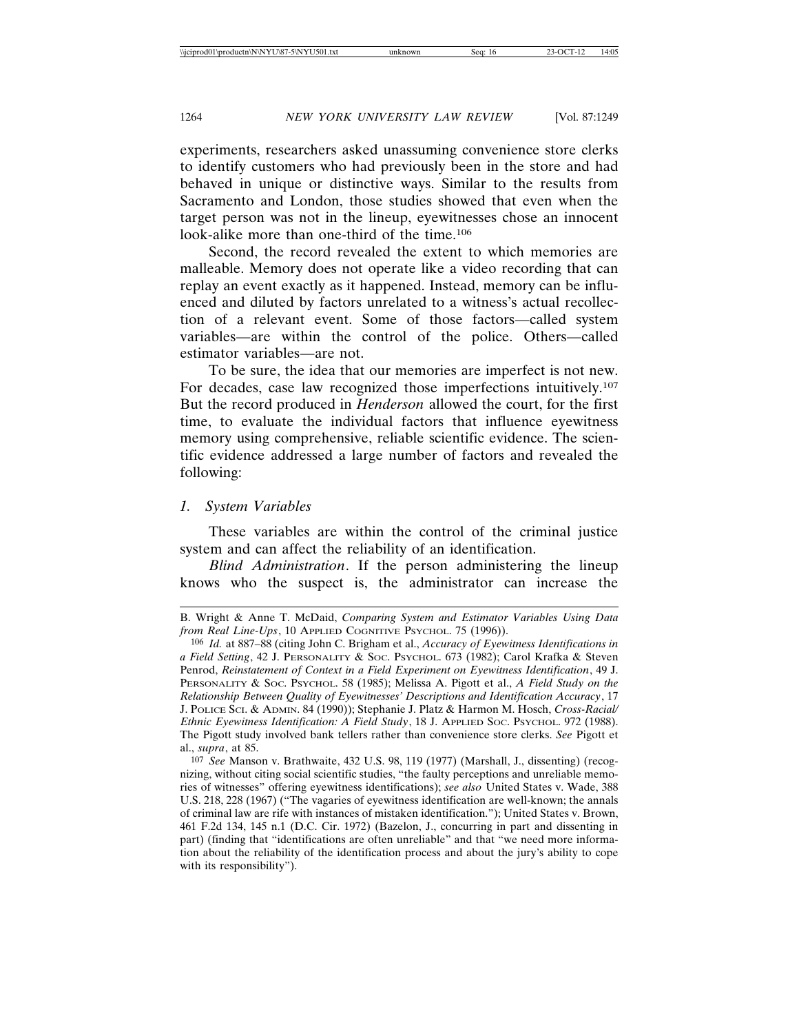experiments, researchers asked unassuming convenience store clerks to identify customers who had previously been in the store and had behaved in unique or distinctive ways. Similar to the results from Sacramento and London, those studies showed that even when the target person was not in the lineup, eyewitnesses chose an innocent look-alike more than one-third of the time.[106]

Second, the record revealed the extent to which memories are malleable. Memory does not operate like a video recording that can replay an event exactly as it happened. Instead, memory can be influenced and diluted by factors unrelated to a witness's actual recollection of a relevant event. Some of those factors—called system variables—are within the control of the police. Others—called estimator variables—are not.

To be sure, the idea that our memories are imperfect is not new. For decades, case law recognized those imperfections intuitively.[107] But the record produced in *Henderson* allowed the court, for the first time, to evaluate the individual factors that influence eyewitness memory using comprehensive, reliable scientific evidence. The scientific evidence addressed a large number of factors and revealed the following:

### *1. System Variables*

These variables are within the control of the criminal justice system and can affect the reliability of an identification.

*Blind Administration*. If the person administering the lineup knows who the suspect is, the administrator can increase the

---

B. Wright & Anne T. McDaid, *Comparing System and Estimator Variables Using Data from Real Line-Ups*, 10 APPLIED COGNITIVE PSYCHOL. 75 (1996)).

[106] *Id.* at 887–88 (citing John C. Brigham et al., *Accuracy of Eyewitness Identifications in a Field Setting*, 42 J. PERSONALITY & SOC. PSYCHOL. 673 (1982); Carol Krafka & Steven Penrod, *Reinstatement of Context in a Field Experiment on Eyewitness Identification*, 49 J. PERSONALITY & SOC. PSYCHOL. 58 (1985); Melissa A. Pigott et al., *A Field Study on the Relationship Between Quality of Eyewitnesses' Descriptions and Identification Accuracy*, 17 J. POLICE SCI. & ADMIN. 84 (1990)); Stephanie J. Platz & Harmon M. Hosch, *Cross-Racial/Ethnic Eyewitness Identification: A Field Study*, 18 J. APPLIED SOC. PSYCHOL. 972 (1988). The Pigott study involved bank tellers rather than convenience store clerks. *See* Pigott et al., *supra*, at 85.

[107] *See* Manson v. Brathwaite, 432 U.S. 98, 119 (1977) (Marshall, J., dissenting) (recognizing, without citing social scientific studies, "the faulty perceptions and unreliable memories of witnesses" offering eyewitness identifications); *see also* United States v. Wade, 388 U.S. 218, 228 (1967) ("The vagaries of eyewitness identification are well-known; the annals of criminal law are rife with instances of mistaken identification."); United States v. Brown, 461 F.2d 134, 145 n.1 (D.C. Cir. 1972) (Bazelon, J., concurring in part and dissenting in part) (finding that "identifications are often unreliable" and that "we need more information about the reliability of the identification process and about the jury's ability to cope with its responsibility").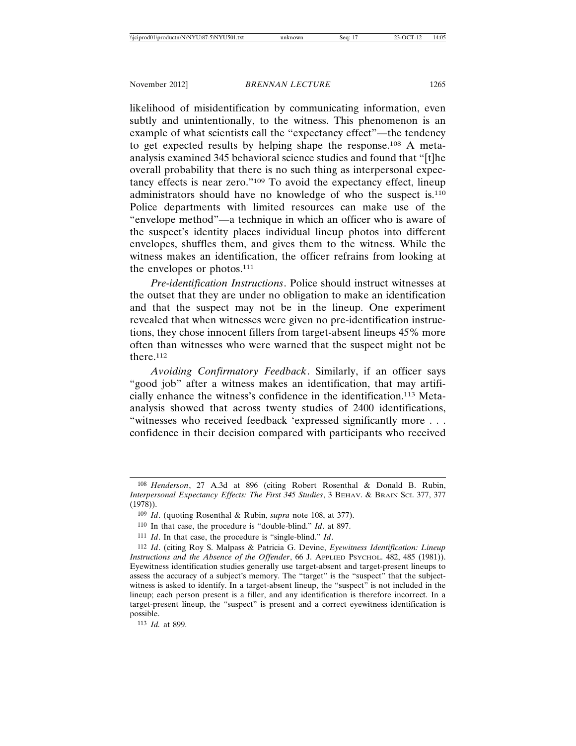likelihood of misidentification by communicating information, even subtly and unintentionally, to the witness. This phenomenon is an example of what scientists call the "expectancy effect"—the tendency to get expected results by helping shape the response.[108] A meta-analysis examined 345 behavioral science studies and found that "[t]he overall probability that there is no such thing as interpersonal expectancy effects is near zero."[109] To avoid the expectancy effect, lineup administrators should have no knowledge of who the suspect is.[110] Police departments with limited resources can make use of the "envelope method"—a technique in which an officer who is aware of the suspect's identity places individual lineup photos into different envelopes, shuffles them, and gives them to the witness. While the witness makes an identification, the officer refrains from looking at the envelopes or photos.[111]

*Pre-identification Instructions*. Police should instruct witnesses at the outset that they are under no obligation to make an identification and that the suspect may not be in the lineup. One experiment revealed that when witnesses were given no pre-identification instructions, they chose innocent fillers from target-absent lineups 45% more often than witnesses who were warned that the suspect might not be there.[112]

*Avoiding Confirmatory Feedback*. Similarly, if an officer says "good job" after a witness makes an identification, that may artificially enhance the witness's confidence in the identification.[113] Meta-analysis showed that across twenty studies of 2400 identifications, "witnesses who received feedback 'expressed significantly more . . . confidence in their decision compared with participants who received

---

[108] *Henderson*, 27 A.3d at 896 (citing Robert Rosenthal & Donald B. Rubin, *Interpersonal Expectancy Effects: The First 345 Studies*, 3 BEHAV. & BRAIN SCI. 377, 377 (1978)).

[109] *Id*. (quoting Rosenthal & Rubin, *supra* note 108, at 377).

[110] In that case, the procedure is "double-blind." *Id*. at 897.

[111] *Id*. In that case, the procedure is "single-blind." *Id*.

[112] *Id*. (citing Roy S. Malpass & Patricia G. Devine, *Eyewitness Identification: Lineup Instructions and the Absence of the Offender*, 66 J. APPLIED PSYCHOL. 482, 485 (1981)). Eyewitness identification studies generally use target-absent and target-present lineups to assess the accuracy of a subject's memory. The "target" is the "suspect" that the subject-witness is asked to identify. In a target-absent lineup, the "suspect" is not included in the lineup; each person present is a filler, and any identification is therefore incorrect. In a target-present lineup, the "suspect" is present and a correct eyewitness identification is possible.

[113] *Id.* at 899.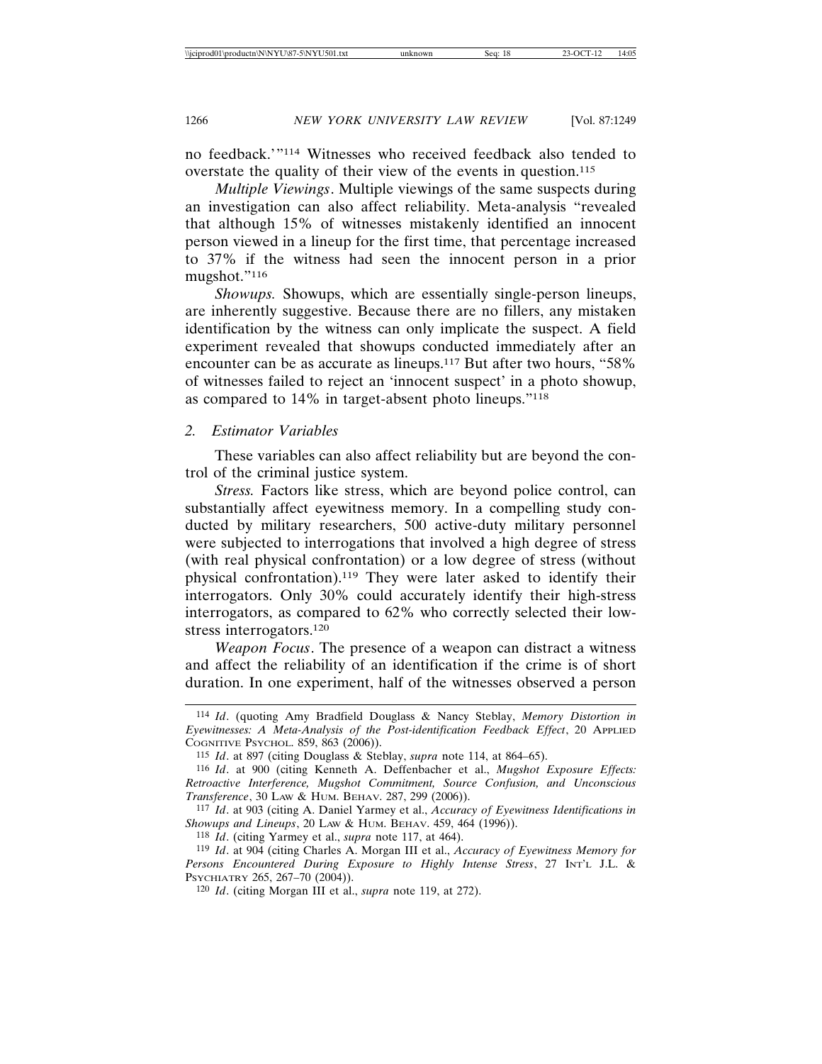no feedback.'"[114] Witnesses who received feedback also tended to overstate the quality of their view of the events in question.[115]

*Multiple Viewings*. Multiple viewings of the same suspects during an investigation can also affect reliability. Meta-analysis "revealed that although 15% of witnesses mistakenly identified an innocent person viewed in a lineup for the first time, that percentage increased to 37% if the witness had seen the innocent person in a prior mugshot."[116]

*Showups.* Showups, which are essentially single-person lineups, are inherently suggestive. Because there are no fillers, any mistaken identification by the witness can only implicate the suspect. A field experiment revealed that showups conducted immediately after an encounter can be as accurate as lineups.[117] But after two hours, "58% of witnesses failed to reject an 'innocent suspect' in a photo showup, as compared to 14% in target-absent photo lineups."[118]

### *2. Estimator Variables*

These variables can also affect reliability but are beyond the control of the criminal justice system.

*Stress.* Factors like stress, which are beyond police control, can substantially affect eyewitness memory. In a compelling study conducted by military researchers, 500 active-duty military personnel were subjected to interrogations that involved a high degree of stress (with real physical confrontation) or a low degree of stress (without physical confrontation).[119] They were later asked to identify their interrogators. Only 30% could accurately identify their high-stress interrogators, as compared to 62% who correctly selected their low-stress interrogators.[120]

*Weapon Focus*. The presence of a weapon can distract a witness and affect the reliability of an identification if the crime is of short duration. In one experiment, half of the witnesses observed a person

---

[114] *Id*. (quoting Amy Bradfield Douglass & Nancy Steblay, *Memory Distortion in Eyewitnesses: A Meta-Analysis of the Post-identification Feedback Effect*, 20 APPLIED COGNITIVE PSYCHOL. 859, 863 (2006)).

[115] *Id*. at 897 (citing Douglass & Steblay, *supra* note 114, at 864–65).

[116] *Id*. at 900 (citing Kenneth A. Deffenbacher et al., *Mugshot Exposure Effects: Retroactive Interference, Mugshot Commitment, Source Confusion, and Unconscious Transference*, 30 LAW & HUM. BEHAV. 287, 299 (2006)).

[117] *Id*. at 903 (citing A. Daniel Yarmey et al., *Accuracy of Eyewitness Identifications in Showups and Lineups*, 20 LAW & HUM. BEHAV. 459, 464 (1996)).

[118] *Id*. (citing Yarmey et al., *supra* note 117, at 464).

[119] *Id*. at 904 (citing Charles A. Morgan III et al., *Accuracy of Eyewitness Memory for Persons Encountered During Exposure to Highly Intense Stress*, 27 INT'L J.L. & PSYCHIATRY 265, 267–70 (2004)).

[120] *Id*. (citing Morgan III et al., *supra* note 119, at 272).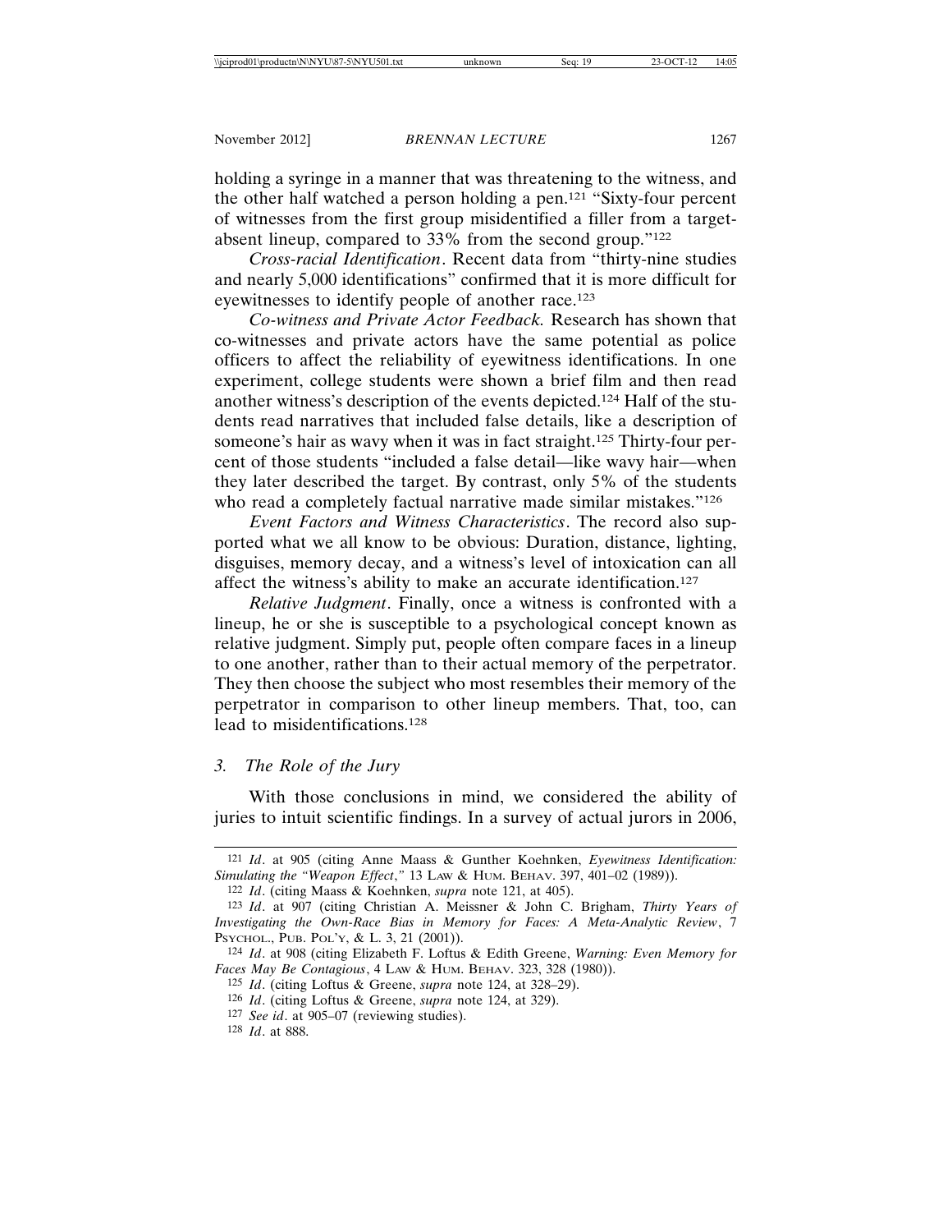holding a syringe in a manner that was threatening to the witness, and the other half watched a person holding a pen.[121] "Sixty-four percent of witnesses from the first group misidentified a filler from a target-absent lineup, compared to 33% from the second group."[122]

*Cross-racial Identification*. Recent data from "thirty-nine studies and nearly 5,000 identifications" confirmed that it is more difficult for eyewitnesses to identify people of another race.[123]

*Co-witness and Private Actor Feedback.* Research has shown that co-witnesses and private actors have the same potential as police officers to affect the reliability of eyewitness identifications. In one experiment, college students were shown a brief film and then read another witness's description of the events depicted.[124] Half of the students read narratives that included false details, like a description of someone's hair as wavy when it was in fact straight.[125] Thirty-four percent of those students "included a false detail—like wavy hair—when they later described the target. By contrast, only 5% of the students who read a completely factual narrative made similar mistakes."[126]

*Event Factors and Witness Characteristics*. The record also supported what we all know to be obvious: Duration, distance, lighting, disguises, memory decay, and a witness's level of intoxication can all affect the witness's ability to make an accurate identification.[127]

*Relative Judgment*. Finally, once a witness is confronted with a lineup, he or she is susceptible to a psychological concept known as relative judgment. Simply put, people often compare faces in a lineup to one another, rather than to their actual memory of the perpetrator. They then choose the subject who most resembles their memory of the perpetrator in comparison to other lineup members. That, too, can lead to misidentifications.[128]

### 3. *The Role of the Jury*

With those conclusions in mind, we considered the ability of juries to intuit scientific findings. In a survey of actual jurors in 2006,

---

[121] *Id*. at 905 (citing Anne Maass & Gunther Koehnken, *Eyewitness Identification: Simulating the "Weapon Effect*,*"* 13 LAW & HUM. BEHAV. 397, 401–02 (1989)).

[122] *Id*. (citing Maass & Koehnken, *supra* note 121, at 405).

[123] *Id*. at 907 (citing Christian A. Meissner & John C. Brigham, *Thirty Years of Investigating the Own-Race Bias in Memory for Faces: A Meta-Analytic Review*, 7 PSYCHOL., PUB. POL'Y, & L. 3, 21 (2001)).

[124] *Id*. at 908 (citing Elizabeth F. Loftus & Edith Greene, *Warning: Even Memory for Faces May Be Contagious*, 4 LAW & HUM. BEHAV. 323, 328 (1980)).

[125] *Id*. (citing Loftus & Greene, *supra* note 124, at 328–29).

[126] *Id*. (citing Loftus & Greene, *supra* note 124, at 329).

[127] *See id*. at 905–07 (reviewing studies).

[128] *Id*. at 888.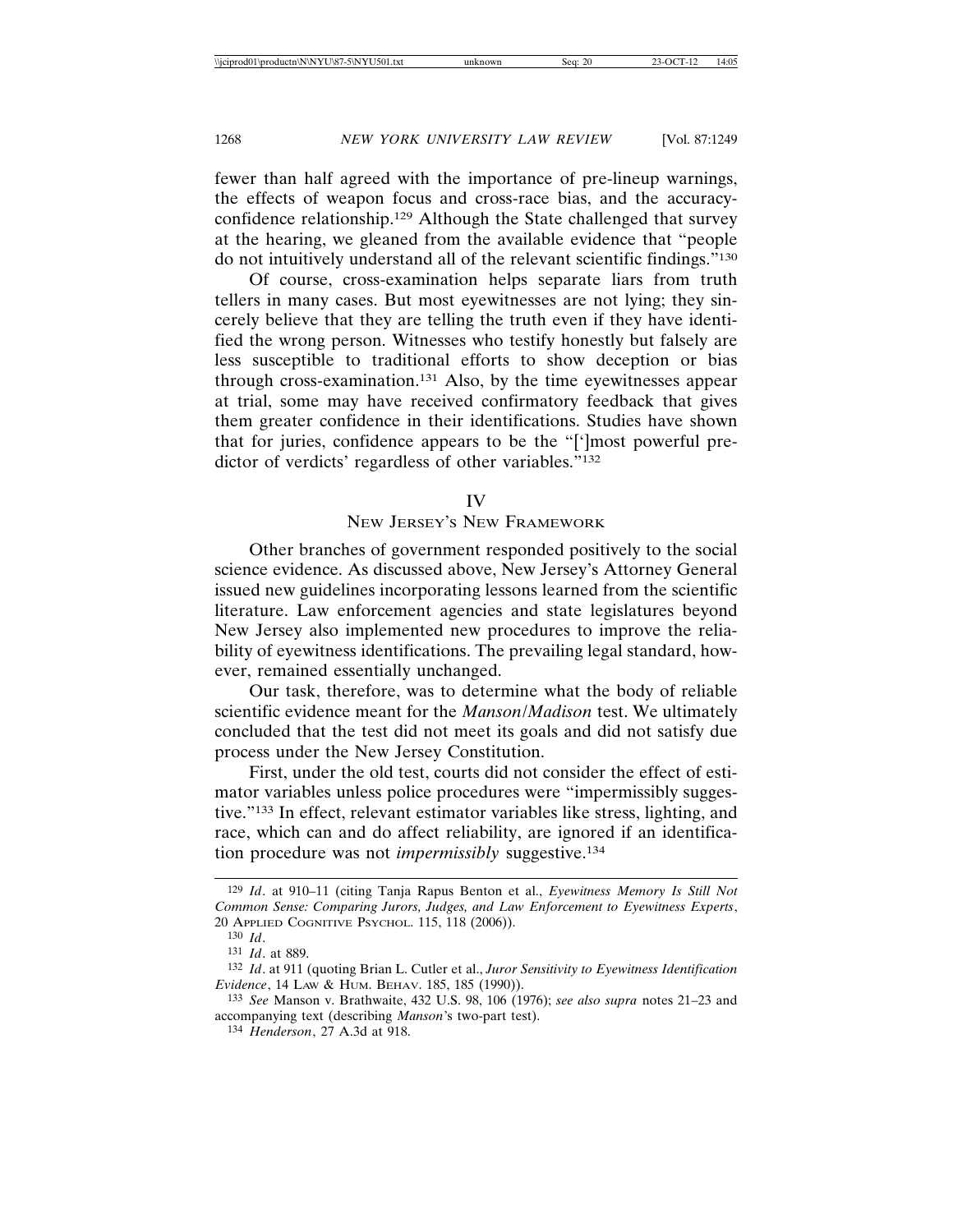fewer than half agreed with the importance of pre-lineup warnings, the effects of weapon focus and cross-race bias, and the accuracy-confidence relationship.[129] Although the State challenged that survey at the hearing, we gleaned from the available evidence that "people do not intuitively understand all of the relevant scientific findings."[130]

Of course, cross-examination helps separate liars from truth tellers in many cases. But most eyewitnesses are not lying; they sincerely believe that they are telling the truth even if they have identified the wrong person. Witnesses who testify honestly but falsely are less susceptible to traditional efforts to show deception or bias through cross-examination.[131] Also, by the time eyewitnesses appear at trial, some may have received confirmatory feedback that gives them greater confidence in their identifications. Studies have shown that for juries, confidence appears to be the "[']most powerful predictor of verdicts' regardless of other variables."[132]

## IV

## New Jersey's New Framework

Other branches of government responded positively to the social science evidence. As discussed above, New Jersey's Attorney General issued new guidelines incorporating lessons learned from the scientific literature. Law enforcement agencies and state legislatures beyond New Jersey also implemented new procedures to improve the reliability of eyewitness identifications. The prevailing legal standard, however, remained essentially unchanged.

Our task, therefore, was to determine what the body of reliable scientific evidence meant for the *Manson/Madison* test. We ultimately concluded that the test did not meet its goals and did not satisfy due process under the New Jersey Constitution.

First, under the old test, courts did not consider the effect of estimator variables unless police procedures were "impermissibly suggestive."[133] In effect, relevant estimator variables like stress, lighting, and race, which can and do affect reliability, are ignored if an identification procedure was not *impermissibly* suggestive.[134]

---

[129] *Id*. at 910–11 (citing Tanja Rapus Benton et al., *Eyewitness Memory Is Still Not Common Sense: Comparing Jurors, Judges, and Law Enforcement to Eyewitness Experts*, 20 Applied Cognitive Psychol. 115, 118 (2006)).

[130] *Id*.

[131] *Id*. at 889.

[132] *Id*. at 911 (quoting Brian L. Cutler et al., *Juror Sensitivity to Eyewitness Identification Evidence*, 14 Law & Hum. Behav. 185, 185 (1990)).

[133] *See* Manson v. Brathwaite, 432 U.S. 98, 106 (1976); *see also supra* notes 21–23 and accompanying text (describing *Manson*'s two-part test).

[134] *Henderson*, 27 A.3d at 918.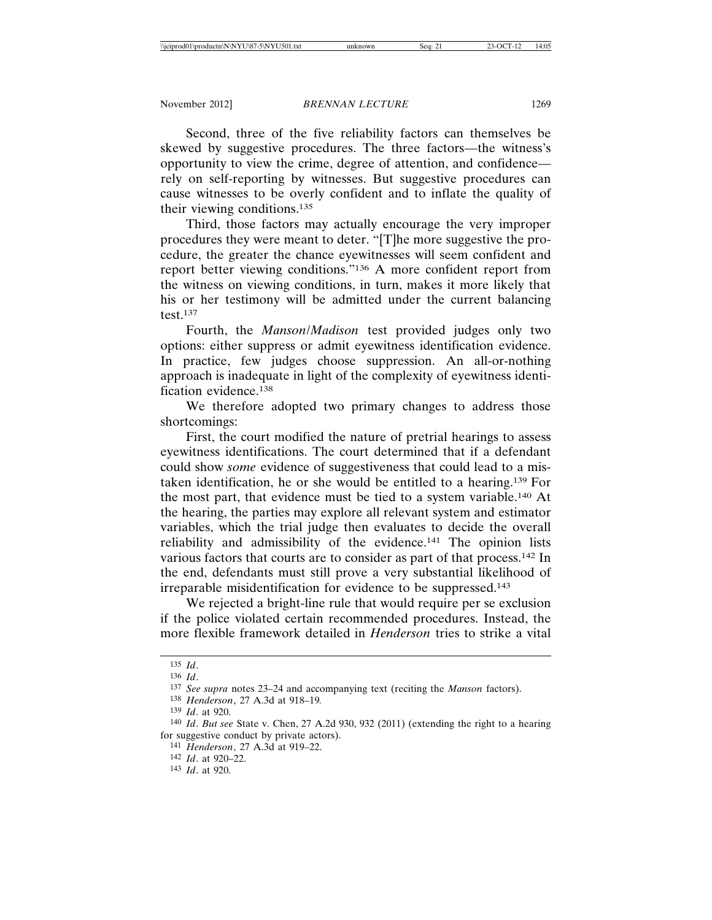Second, three of the five reliability factors can themselves be skewed by suggestive procedures. The three factors—the witness's opportunity to view the crime, degree of attention, and confidence—rely on self-reporting by witnesses. But suggestive procedures can cause witnesses to be overly confident and to inflate the quality of their viewing conditions.[135]

Third, those factors may actually encourage the very improper procedures they were meant to deter. "[T]he more suggestive the procedure, the greater the chance eyewitnesses will seem confident and report better viewing conditions."[136] A more confident report from the witness on viewing conditions, in turn, makes it more likely that his or her testimony will be admitted under the current balancing test.[137]

Fourth, the *Manson/Madison* test provided judges only two options: either suppress or admit eyewitness identification evidence. In practice, few judges choose suppression. An all-or-nothing approach is inadequate in light of the complexity of eyewitness identification evidence.[138]

We therefore adopted two primary changes to address those shortcomings:

First, the court modified the nature of pretrial hearings to assess eyewitness identifications. The court determined that if a defendant could show *some* evidence of suggestiveness that could lead to a mistaken identification, he or she would be entitled to a hearing.[139] For the most part, that evidence must be tied to a system variable.[140] At the hearing, the parties may explore all relevant system and estimator variables, which the trial judge then evaluates to decide the overall reliability and admissibility of the evidence.[141] The opinion lists various factors that courts are to consider as part of that process.[142] In the end, defendants must still prove a very substantial likelihood of irreparable misidentification for evidence to be suppressed.[143]

We rejected a bright-line rule that would require per se exclusion if the police violated certain recommended procedures. Instead, the more flexible framework detailed in *Henderson* tries to strike a vital

---

135 *Id*.

136 *Id*.

137 *See supra* notes 23–24 and accompanying text (reciting the *Manson* factors).

138 *Henderson*, 27 A.3d at 918–19.

139 *Id*. at 920.

140 *Id*. *But see* State v. Chen, 27 A.2d 930, 932 (2011) (extending the right to a hearing for suggestive conduct by private actors).

141 *Henderson*, 27 A.3d at 919–22.

142 *Id*. at 920–22.

143 *Id*. at 920.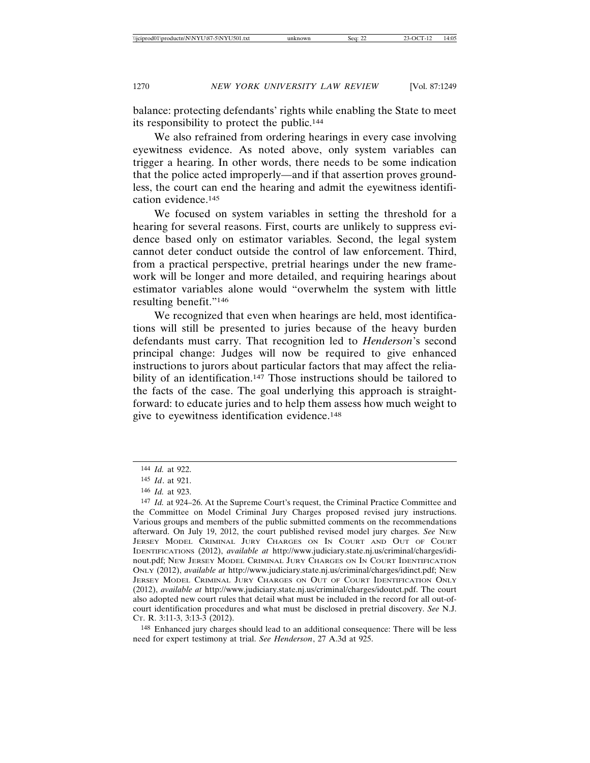balance: protecting defendants' rights while enabling the State to meet its responsibility to protect the public.[144]

We also refrained from ordering hearings in every case involving eyewitness evidence. As noted above, only system variables can trigger a hearing. In other words, there needs to be some indication that the police acted improperly—and if that assertion proves groundless, the court can end the hearing and admit the eyewitness identification evidence.[145]

We focused on system variables in setting the threshold for a hearing for several reasons. First, courts are unlikely to suppress evidence based only on estimator variables. Second, the legal system cannot deter conduct outside the control of law enforcement. Third, from a practical perspective, pretrial hearings under the new framework will be longer and more detailed, and requiring hearings about estimator variables alone would "overwhelm the system with little resulting benefit."[146]

We recognized that even when hearings are held, most identifications will still be presented to juries because of the heavy burden defendants must carry. That recognition led to *Henderson*'s second principal change: Judges will now be required to give enhanced instructions to jurors about particular factors that may affect the reliability of an identification.[147] Those instructions should be tailored to the facts of the case. The goal underlying this approach is straightforward: to educate juries and to help them assess how much weight to give to eyewitness identification evidence.[148]

---

[144] *Id.* at 922.

[145] *Id*. at 921.

[146] *Id.* at 923.

[147] *Id.* at 924–26. At the Supreme Court's request, the Criminal Practice Committee and the Committee on Model Criminal Jury Charges proposed revised jury instructions. Various groups and members of the public submitted comments on the recommendations afterward. On July 19, 2012, the court published revised model jury charges. *See* New Jersey Model Criminal Jury Charges on In Court and Out of Court Identifications (2012), *available at* http://www.judiciary.state.nj.us/criminal/charges/idinout.pdf; New Jersey Model Criminal Jury Charges on In Court Identification Only (2012), *available at* http://www.judiciary.state.nj.us/criminal/charges/idinct.pdf; New Jersey Model Criminal Jury Charges on Out of Court Identification Only (2012), *available at* http://www.judiciary.state.nj.us/criminal/charges/idoutct.pdf. The court also adopted new court rules that detail what must be included in the record for all out-of-court identification procedures and what must be disclosed in pretrial discovery. *See* N.J. Ct. R. 3:11-3, 3:13-3 (2012).

[148] Enhanced jury charges should lead to an additional consequence: There will be less need for expert testimony at trial. *See Henderson*, 27 A.3d at 925.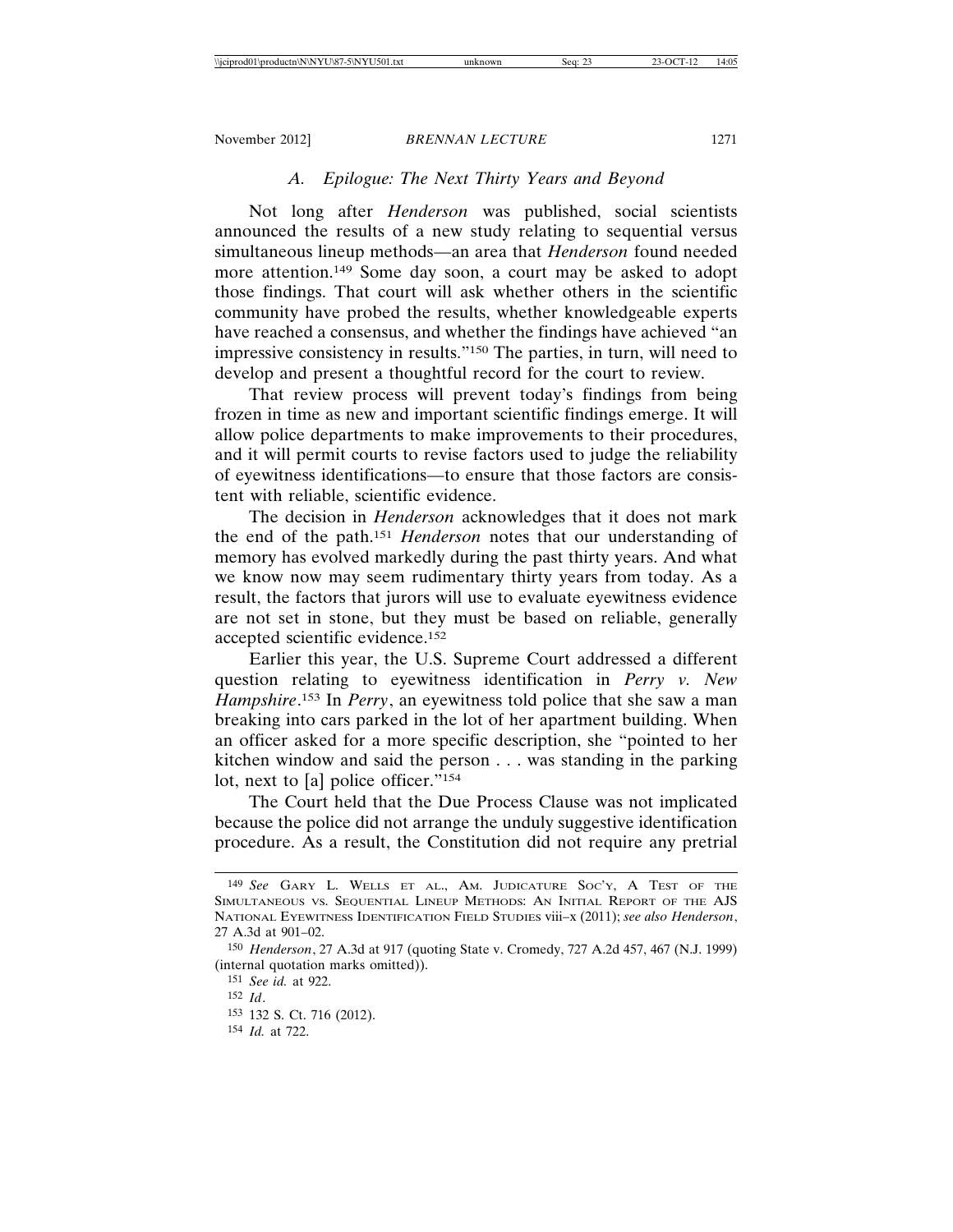### A. Epilogue: The Next Thirty Years and Beyond

Not long after *Henderson* was published, social scientists announced the results of a new study relating to sequential versus simultaneous lineup methods—an area that *Henderson* found needed more attention.[149] Some day soon, a court may be asked to adopt those findings. That court will ask whether others in the scientific community have probed the results, whether knowledgeable experts have reached a consensus, and whether the findings have achieved "an impressive consistency in results."[150] The parties, in turn, will need to develop and present a thoughtful record for the court to review.

That review process will prevent today's findings from being frozen in time as new and important scientific findings emerge. It will allow police departments to make improvements to their procedures, and it will permit courts to revise factors used to judge the reliability of eyewitness identifications—to ensure that those factors are consistent with reliable, scientific evidence.

The decision in *Henderson* acknowledges that it does not mark the end of the path.[151] *Henderson* notes that our understanding of memory has evolved markedly during the past thirty years. And what we know now may seem rudimentary thirty years from today. As a result, the factors that jurors will use to evaluate eyewitness evidence are not set in stone, but they must be based on reliable, generally accepted scientific evidence.[152]

Earlier this year, the U.S. Supreme Court addressed a different question relating to eyewitness identification in *Perry v. New Hampshire*.[153] In *Perry*, an eyewitness told police that she saw a man breaking into cars parked in the lot of her apartment building. When an officer asked for a more specific description, she "pointed to her kitchen window and said the person . . . was standing in the parking lot, next to [a] police officer."[154]

The Court held that the Due Process Clause was not implicated because the police did not arrange the unduly suggestive identification procedure. As a result, the Constitution did not require any pretrial

---

[149] *See* Gary L. Wells et al., Am. Judicature Soc'y, A Test of the Simultaneous vs. Sequential Lineup Methods: An Initial Report of the AJS National Eyewitness Identification Field Studies viii–x (2011); *see also Henderson*, 27 A.3d at 901–02.

[150] *Henderson*, 27 A.3d at 917 (quoting State v. Cromedy, 727 A.2d 457, 467 (N.J. 1999) (internal quotation marks omitted)).

[151] *See id.* at 922.

[152] *Id*.

[153] 132 S. Ct. 716 (2012).

[154] *Id.* at 722.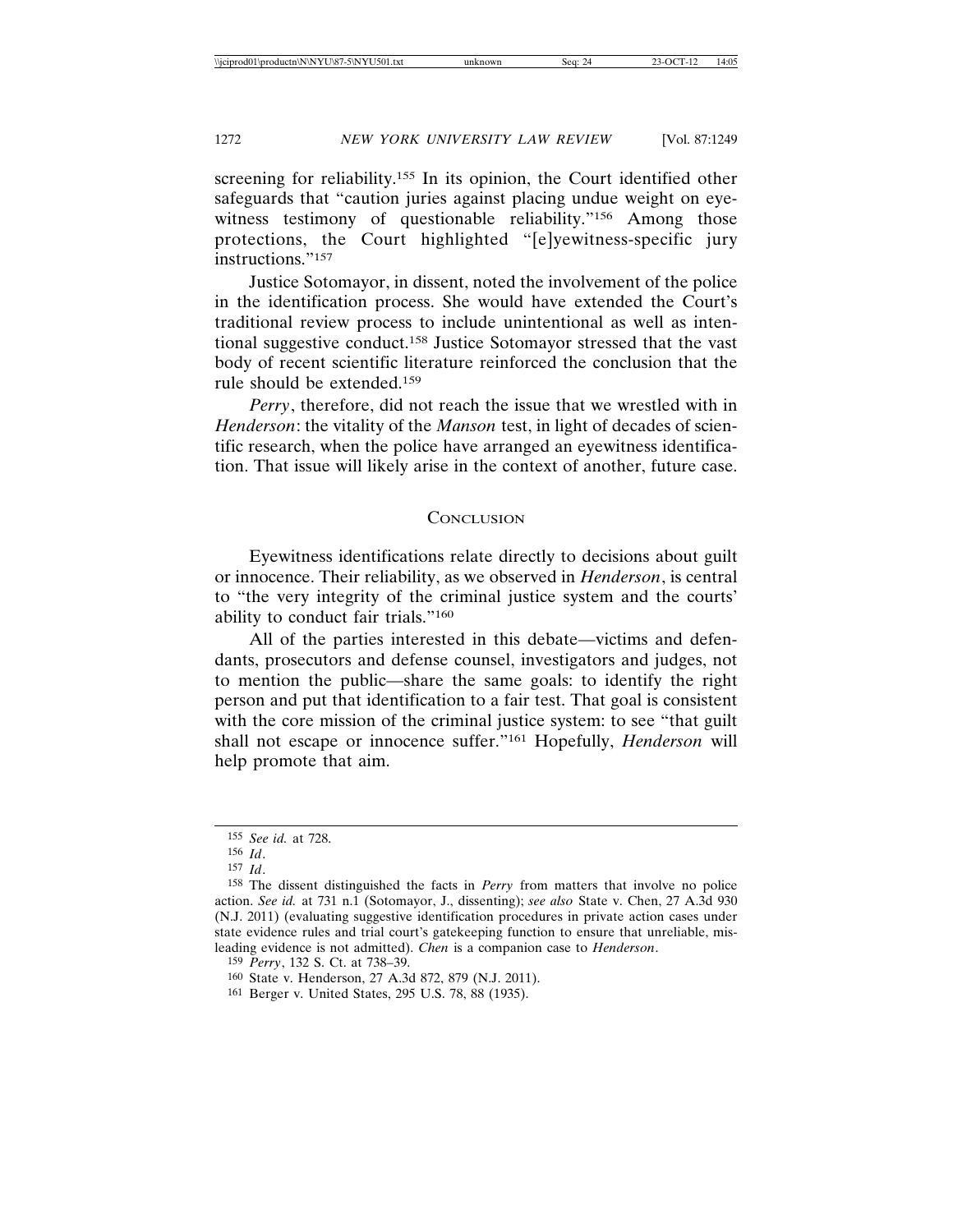screening for reliability.[155] In its opinion, the Court identified other safeguards that "caution juries against placing undue weight on eyewitness testimony of questionable reliability."[156] Among those protections, the Court highlighted "[e]yewitness-specific jury instructions."[157]

Justice Sotomayor, in dissent, noted the involvement of the police in the identification process. She would have extended the Court's traditional review process to include unintentional as well as intentional suggestive conduct.[158] Justice Sotomayor stressed that the vast body of recent scientific literature reinforced the conclusion that the rule should be extended.[159]

*Perry*, therefore, did not reach the issue that we wrestled with in *Henderson*: the vitality of the *Manson* test, in light of decades of scientific research, when the police have arranged an eyewitness identification. That issue will likely arise in the context of another, future case.

## CONCLUSION

Eyewitness identifications relate directly to decisions about guilt or innocence. Their reliability, as we observed in *Henderson*, is central to "the very integrity of the criminal justice system and the courts' ability to conduct fair trials."[160]

All of the parties interested in this debate—victims and defendants, prosecutors and defense counsel, investigators and judges, not to mention the public—share the same goals: to identify the right person and put that identification to a fair test. That goal is consistent with the core mission of the criminal justice system: to see "that guilt shall not escape or innocence suffer."[161] Hopefully, *Henderson* will help promote that aim.

---

155 *See id.* at 728.

156 *Id*.

157 *Id*.

158 The dissent distinguished the facts in *Perry* from matters that involve no police action. *See id.* at 731 n.1 (Sotomayor, J., dissenting); *see also* State v. Chen, 27 A.3d 930 (N.J. 2011) (evaluating suggestive identification procedures in private action cases under state evidence rules and trial court's gatekeeping function to ensure that unreliable, misleading evidence is not admitted). *Chen* is a companion case to *Henderson*.

159 *Perry*, 132 S. Ct. at 738–39.

160 State v. Henderson, 27 A.3d 872, 879 (N.J. 2011).

161 Berger v. United States, 295 U.S. 78, 88 (1935).